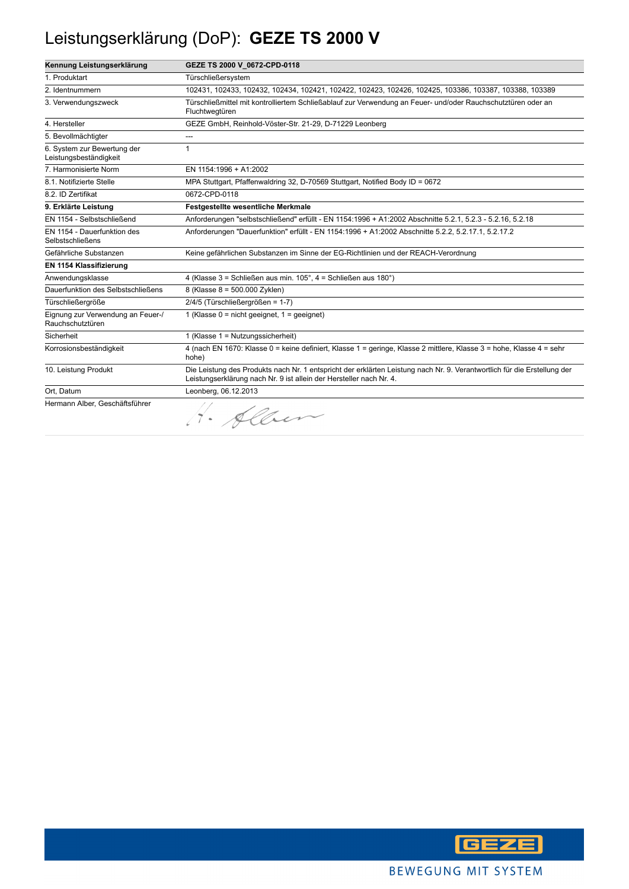# Leistungserklärung (DoP): **GEZE TS 2000 V**

| **Kennung Leistungserklärung** | **GEZE TS 2000 V_0672-CPD-0118** |
| --- | --- |
| 1. Produktart | Türschließersystem |
| 2. Identnummern | 102431, 102433, 102432, 102434, 102421, 102422, 102423, 102426, 102425, 103386, 103387, 103388, 103389 |
| 3. Verwendungszweck | Türschließmittel mit kontrolliertem Schließablauf zur Verwendung an Feuer- und/oder Rauchschutztüren oder an Fluchtwegtüren |
| 4. Hersteller | GEZE GmbH, Reinhold-Vöster-Str. 21-29, D-71229 Leonberg |
| 5. Bevollmächtigter | --- |
| 6. System zur Bewertung der Leistungsbeständigkeit | 1 |
| 7. Harmonisierte Norm | EN 1154:1996 + A1:2002 |
| 8.1. Notifizierte Stelle | MPA Stuttgart, Pfaffenwaldring 32, D-70569 Stuttgart, Notified Body ID = 0672 |
| 8.2. ID Zertifikat | 0672-CPD-0118 |
| **9. Erklärte Leistung** | **Festgestellte wesentliche Merkmale** |
| EN 1154 - Selbstschließend | Anforderungen "selbstschließend" erfüllt - EN 1154:1996 + A1:2002 Abschnitte 5.2.1, 5.2.3 - 5.2.16, 5.2.18 |
| EN 1154 - Dauerfunktion des Selbstschließens | Anforderungen "Dauerfunktion" erfüllt - EN 1154:1996 + A1:2002 Abschnitte 5.2.2, 5.2.17.1, 5.2.17.2 |
| Gefährliche Substanzen | Keine gefährlichen Substanzen im Sinne der EG-Richtlinien und der REACH-Verordnung |
| **EN 1154 Klassifizierung** | |
| Anwendungsklasse | 4 (Klasse 3 = Schließen aus min. 105°, 4 = Schließen aus 180°) |
| Dauerfunktion des Selbstschließens | 8 (Klasse 8 = 500.000 Zyklen) |
| Türschließergröße | 2/4/5 (Türschließergrößen = 1-7) |
| Eignung zur Verwendung an Feuer-/ Rauchschutztüren | 1 (Klasse 0 = nicht geeignet, 1 = geeignet) |
| Sicherheit | 1 (Klasse 1 = Nutzungssicherheit) |
| Korrosionsbeständigkeit | 4 (nach EN 1670: Klasse 0 = keine definiert, Klasse 1 = geringe, Klasse 2 mittlere, Klasse 3 = hohe, Klasse 4 = sehr hohe) |
| 10. Leistung Produkt | Die Leistung des Produkts nach Nr. 1 entspricht der erklärten Leistung nach Nr. 9. Verantwortlich für die Erstellung der Leistungserklärung nach Nr. 9 ist allein der Hersteller nach Nr. 4. |
| Ort, Datum | Leonberg, 06.12.2013 |
| Hermann Alber, Geschäftsführer | H. Alber |

BEWEGUNG MIT SYSTEM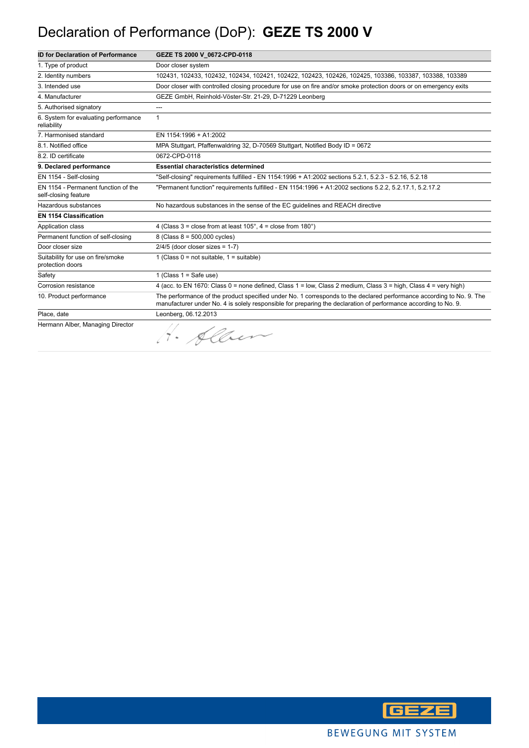# Declaration of Performance (DoP): **GEZE TS 2000 V**

| ID for Declaration of Performance | GEZE TS 2000 V_0672-CPD-0118 |
| --- | --- |
| 1. Type of product | Door closer system |
| 2. Identity numbers | 102431, 102433, 102432, 102434, 102421, 102422, 102423, 102426, 102425, 103386, 103387, 103388, 103389 |
| 3. Intended use | Door closer with controlled closing procedure for use on fire and/or smoke protection doors or on emergency exits |
| 4. Manufacturer | GEZE GmbH, Reinhold-Vöster-Str. 21-29, D-71229 Leonberg |
| 5. Authorised signatory | --- |
| 6. System for evaluating performance reliability | 1 |
| 7. Harmonised standard | EN 1154:1996 + A1:2002 |
| 8.1. Notified office | MPA Stuttgart, Pfaffenwaldring 32, D-70569 Stuttgart, Notified Body ID = 0672 |
| 8.2. ID certificate | 0672-CPD-0118 |
| **9. Declared performance** | **Essential characteristics determined** |
| EN 1154 - Self-closing | "Self-closing" requirements fulfilled - EN 1154:1996 + A1:2002 sections 5.2.1, 5.2.3 - 5.2.16, 5.2.18 |
| EN 1154 - Permanent function of the self-closing feature | "Permanent function" requirements fulfilled - EN 1154:1996 + A1:2002 sections 5.2.2, 5.2.17.1, 5.2.17.2 |
| Hazardous substances | No hazardous substances in the sense of the EC guidelines and REACH directive |
| **EN 1154 Classification** | |
| Application class | 4 (Class 3 = close from at least 105°, 4 = close from 180°) |
| Permanent function of self-closing | 8 (Class 8 = 500,000 cycles) |
| Door closer size | 2/4/5 (door closer sizes = 1-7) |
| Suitability for use on fire/smoke protection doors | 1 (Class 0 = not suitable, 1 = suitable) |
| Safety | 1 (Class 1 = Safe use) |
| Corrosion resistance | 4 (acc. to EN 1670: Class 0 = none defined, Class 1 = low, Class 2 medium, Class 3 = high, Class 4 = very high) |
| 10. Product performance | The performance of the product specified under No. 1 corresponds to the declared performance according to No. 9. The manufacturer under No. 4 is solely responsible for preparing the declaration of performance according to No. 9. |
| Place, date | Leonberg, 06.12.2013 |
| Hermann Alber, Managing Director | H. Alber |

BEWEGUNG MIT SYSTEM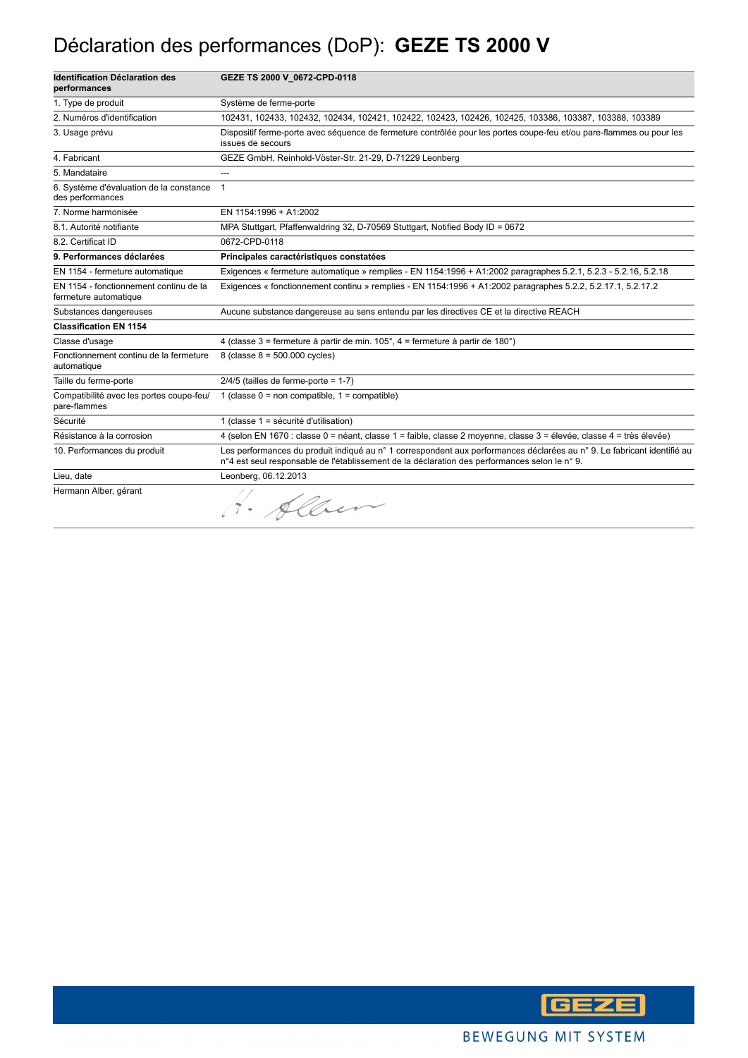# Déclaration des performances (DoP): **GEZE TS 2000 V**

| **Identification Déclaration des performances** | **GEZE TS 2000 V_0672-CPD-0118** |
|---|---|
| 1. Type de produit | Système de ferme-porte |
| 2. Numéros d'identification | 102431, 102433, 102432, 102434, 102421, 102422, 102423, 102426, 102425, 103386, 103387, 103388, 103389 |
| 3. Usage prévu | Dispositif ferme-porte avec séquence de fermeture contrôlée pour les portes coupe-feu et/ou pare-flammes ou pour les issues de secours |
| 4. Fabricant | GEZE GmbH, Reinhold-Vöster-Str. 21-29, D-71229 Leonberg |
| 5. Mandataire | --- |
| 6. Système d'évaluation de la constance des performances | 1 |
| 7. Norme harmonisée | EN 1154:1996 + A1:2002 |
| 8.1. Autorité notifiante | MPA Stuttgart, Pfaffenwaldring 32, D-70569 Stuttgart, Notified Body ID = 0672 |
| 8.2. Certificat ID | 0672-CPD-0118 |
| **9. Performances déclarées** | **Principales caractéristiques constatées** |
| EN 1154 - fermeture automatique | Exigences « fermeture automatique » remplies - EN 1154:1996 + A1:2002 paragraphes 5.2.1, 5.2.3 - 5.2.16, 5.2.18 |
| EN 1154 - fonctionnement continu de la fermeture automatique | Exigences « fonctionnement continu » remplies - EN 1154:1996 + A1:2002 paragraphes 5.2.2, 5.2.17.1, 5.2.17.2 |
| Substances dangereuses | Aucune substance dangereuse au sens entendu par les directives CE et la directive REACH |
| **Classification EN 1154** | |
| Classe d'usage | 4 (classe 3 = fermeture à partir de min. 105°, 4 = fermeture à partir de 180°) |
| Fonctionnement continu de la fermeture automatique | 8 (classe 8 = 500.000 cycles) |
| Taille du ferme-porte | 2/4/5 (tailles de ferme-porte = 1-7) |
| Compatibilité avec les portes coupe-feu/ pare-flammes | 1 (classe 0 = non compatible, 1 = compatible) |
| Sécurité | 1 (classe 1 = sécurité d'utilisation) |
| Résistance à la corrosion | 4 (selon EN 1670 : classe 0 = néant, classe 1 = faible, classe 2 moyenne, classe 3 = élevée, classe 4 = très élevée) |
| 10. Performances du produit | Les performances du produit indiqué au n° 1 correspondent aux performances déclarées au n° 9. Le fabricant identifié au n°4 est seul responsable de l'établissement de la déclaration des performances selon le n° 9. |
| Lieu, date | Leonberg, 06.12.2013 |
| Hermann Alber, gérant | H. Alber |

BEWEGUNG MIT SYSTEM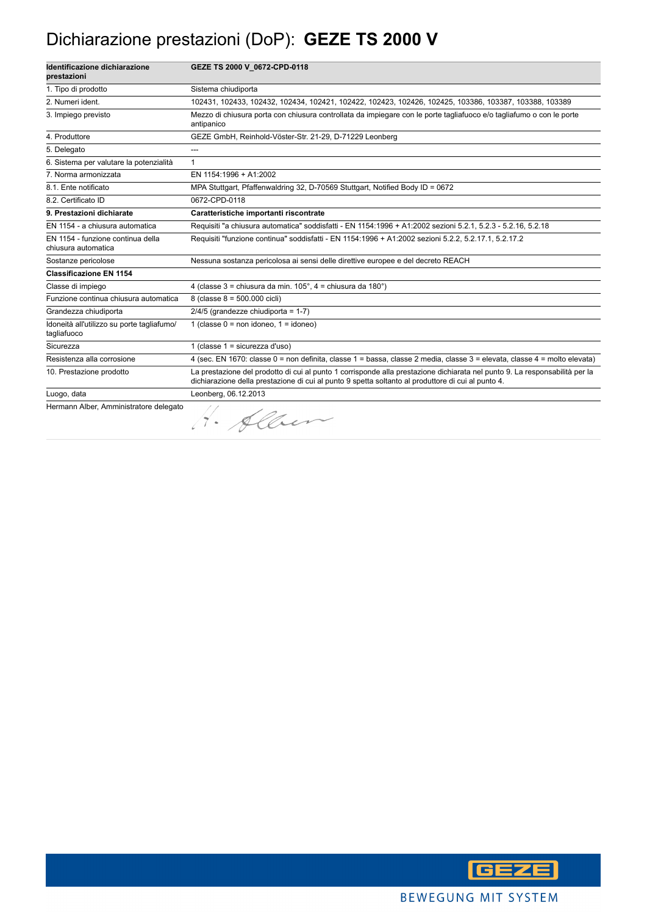# Dichiarazione prestazioni (DoP): **GEZE TS 2000 V**

| Identificazione dichiarazione prestazioni | GEZE TS 2000 V_0672-CPD-0118 |
|---|---|
| 1. Tipo di prodotto | Sistema chiudiporta |
| 2. Numeri ident. | 102431, 102433, 102432, 102434, 102421, 102422, 102423, 102426, 102425, 103386, 103387, 103388, 103389 |
| 3. Impiego previsto | Mezzo di chiusura porta con chiusura controllata da impiegare con le porte tagliafuoco e/o tagliafumo o con le porte antipanico |
| 4. Produttore | GEZE GmbH, Reinhold-Vöster-Str. 21-29, D-71229 Leonberg |
| 5. Delegato | --- |
| 6. Sistema per valutare la potenzialità | 1 |
| 7. Norma armonizzata | EN 1154:1996 + A1:2002 |
| 8.1. Ente notificato | MPA Stuttgart, Pfaffenwaldring 32, D-70569 Stuttgart, Notified Body ID = 0672 |
| 8.2. Certificato ID | 0672-CPD-0118 |
| **9. Prestazioni dichiarate** | **Caratteristiche importanti riscontrate** |
| EN 1154 - a chiusura automatica | Requisiti "a chiusura automatica" soddisfatti - EN 1154:1996 + A1:2002 sezioni 5.2.1, 5.2.3 - 5.2.16, 5.2.18 |
| EN 1154 - funzione continua della chiusura automatica | Requisiti "funzione continua" soddisfatti - EN 1154:1996 + A1:2002 sezioni 5.2.2, 5.2.17.1, 5.2.17.2 |
| Sostanze pericolose | Nessuna sostanza pericolosa ai sensi delle direttive europee e del decreto REACH |
| **Classificazione EN 1154** | |
| Classe di impiego | 4 (classe 3 = chiusura da min. 105°, 4 = chiusura da 180°) |
| Funzione continua chiusura automatica | 8 (classe 8 = 500.000 cicli) |
| Grandezza chiudiporta | 2/4/5 (grandezze chiudiporta = 1-7) |
| Idoneità all'utilizzo su porte tagliafumo/ tagliafuoco | 1 (classe 0 = non idoneo, 1 = idoneo) |
| Sicurezza | 1 (classe 1 = sicurezza d'uso) |
| Resistenza alla corrosione | 4 (sec. EN 1670: classe 0 = non definita, classe 1 = bassa, classe 2 media, classe 3 = elevata, classe 4 = molto elevata) |
| 10. Prestazione prodotto | La prestazione del prodotto di cui al punto 1 corrisponde alla prestazione dichiarata nel punto 9. La responsabilità per la dichiarazione della prestazione di cui al punto 9 spetta soltanto al produttore di cui al punto 4. |
| Luogo, data | Leonberg, 06.12.2013 |
| Hermann Alber, Amministratore delegato | H. Alber |

GEZE

BEWEGUNG MIT SYSTEM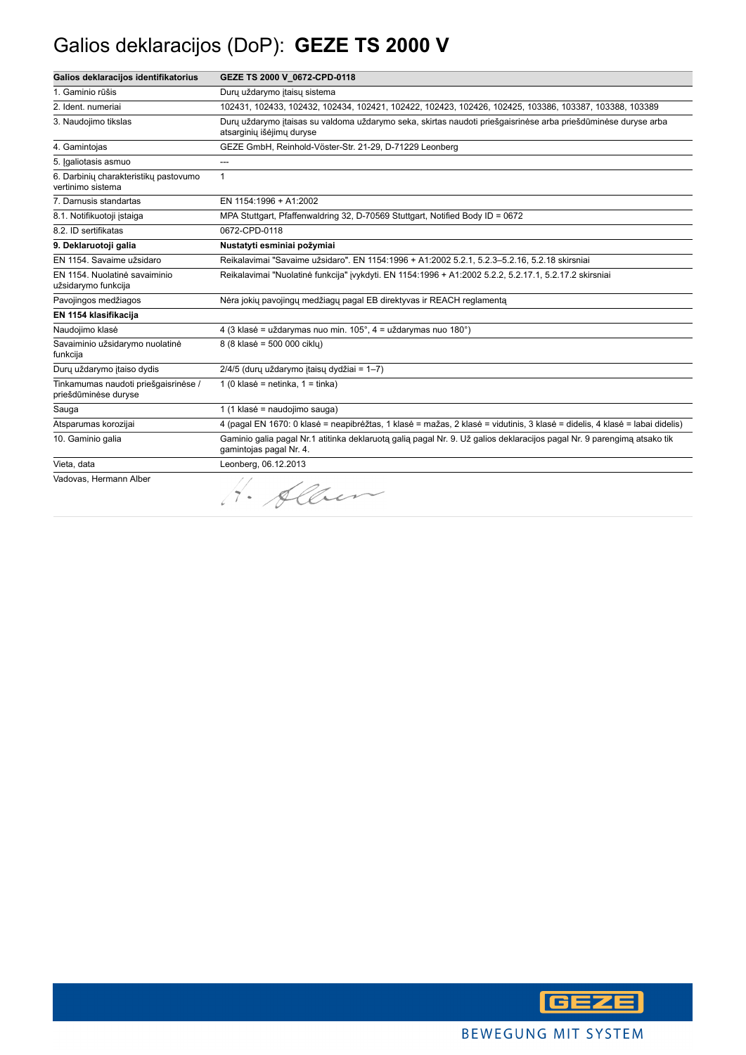# Galios deklaracijos (DoP): **GEZE TS 2000 V**

| **Galios deklaracijos identifikatorius** | **GEZE TS 2000 V_0672-CPD-0118** |
| --- | --- |
| 1. Gaminio rūšis | Durų uždarymo įtaisų sistema |
| 2. Ident. numeriai | 102431, 102433, 102432, 102434, 102421, 102422, 102423, 102426, 102425, 103386, 103387, 103388, 103389 |
| 3. Naudojimo tikslas | Durų uždarymo įtaisas su valdoma uždarymo seka, skirtas naudoti priešgaisrinėse arba priešdūminėse duryse arba atsarginių išėjimų duryse |
| 4. Gamintojas | GEZE GmbH, Reinhold-Vöster-Str. 21-29, D-71229 Leonberg |
| 5. Įgaliotasis asmuo | --- |
| 6. Darbinių charakteristikų pastovumo vertinimo sistema | 1 |
| 7. Darnusis standartas | EN 1154:1996 + A1:2002 |
| 8.1. Notifikuotoji įstaiga | MPA Stuttgart, Pfaffenwaldring 32, D-70569 Stuttgart, Notified Body ID = 0672 |
| 8.2. ID sertifikatas | 0672-CPD-0118 |
| **9. Deklaruotoji galia** | **Nustatyti esminiai požymiai** |
| EN 1154. Savaime užsidaro | Reikalavimai "Savaime užsidaro". EN 1154:1996 + A1:2002 5.2.1, 5.2.3–5.2.16, 5.2.18 skirsniai |
| EN 1154. Nuolatinė savaiminio užsidarymo funkcija | Reikalavimai "Nuolatinė funkcija" įvykdyti. EN 1154:1996 + A1:2002 5.2.2, 5.2.17.1, 5.2.17.2 skirsniai |
| Pavojingos medžiagos | Nėra jokių pavojingų medžiagų pagal EB direktyvas ir REACH reglamentą |
| **EN 1154 klasifikacija** | |
| Naudojimo klasė | 4 (3 klasė = uždarymas nuo min. 105°, 4 = uždarymas nuo 180°) |
| Savaiminio užsidarymo nuolatinė funkcija | 8 (8 klasė = 500 000 ciklų) |
| Durų uždarymo įtaiso dydis | 2/4/5 (durų uždarymo įtaisų dydžiai = 1–7) |
| Tinkamumas naudoti priešgaisrinėse / priešdūminėse duryse | 1 (0 klasė = netinka, 1 = tinka) |
| Sauga | 1 (1 klasė = naudojimo sauga) |
| Atsparumas korozijai | 4 (pagal EN 1670: 0 klasė = neapibrėžtas, 1 klasė = mažas, 2 klasė = vidutinis, 3 klasė = didelis, 4 klasė = labai didelis) |
| 10. Gaminio galia | Gaminio galia pagal Nr.1 atitinka deklaruotą galią pagal Nr. 9. Už galios deklaracijos pagal Nr. 9 parengimą atsako tik gamintojas pagal Nr. 4. |
| Vieta, data | Leonberg, 06.12.2013 |
| Vadovas, Hermann Alber | H. Alber |

BEWEGUNG MIT SYSTEM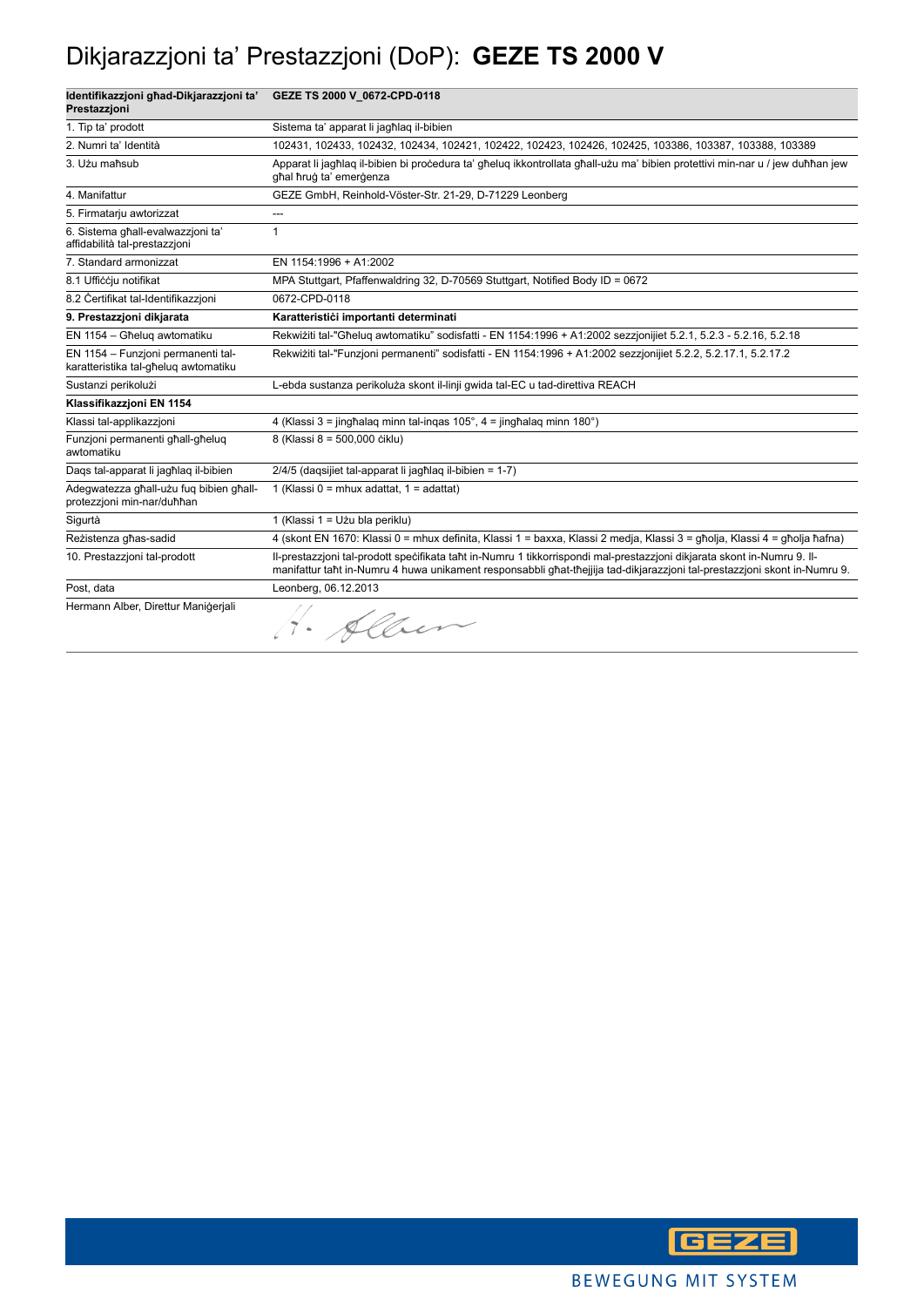# Dikjarazzjoni ta' Prestazzjoni (DoP): **GEZE TS 2000 V**

| **Identifikazzjoni għad-Dikjarazzjoni ta' Prestazzjoni** | **GEZE TS 2000 V_0672-CPD-0118** |
|---|---|
| 1. Tip ta' prodott | Sistema ta' apparat li jagħlaq il-bibien |
| 2. Numri ta' Identità | 102431, 102433, 102432, 102434, 102421, 102422, 102423, 102426, 102425, 103386, 103387, 103388, 103389 |
| 3. Użu maħsub | Apparat li jagħlaq il-bibien bi proċedura ta' għeluq ikkontrollata għall-użu ma' bibien protettivi min-nar u / jew duħħan jew għal ħruġ ta' emerġenza |
| 4. Manifattur | GEZE GmbH, Reinhold-Vöster-Str. 21-29, D-71229 Leonberg |
| 5. Firmatarju awtorizzat | --- |
| 6. Sistema għall-evalwazzjoni ta' affidabilità tal-prestazzjoni | 1 |
| 7. Standard armonizzat | EN 1154:1996 + A1:2002 |
| 8.1 Uffiċċju notifikat | MPA Stuttgart, Pfaffenwaldring 32, D-70569 Stuttgart, Notified Body ID = 0672 |
| 8.2 Ċertifikat tal-Identifikazzjoni | 0672-CPD-0118 |
| **9. Prestazzjoni dikjarata** | **Karatteristiċi importanti determinati** |
| EN 1154 – Għeluq awtomatiku | Rekwiżiti tal-"Għeluq awtomatiku" sodisfatti - EN 1154:1996 + A1:2002 sezzjonijiet 5.2.1, 5.2.3 - 5.2.16, 5.2.18 |
| EN 1154 – Funzjoni permanenti tal-karatteristika tal-għeluq awtomatiku | Rekwiżiti tal-"Funzjoni permanenti" sodisfatti - EN 1154:1996 + A1:2002 sezzjonijiet 5.2.2, 5.2.17.1, 5.2.17.2 |
| Sustanzi perikolużi | L-ebda sustanza perikoluża skont il-linji gwida tal-EC u tad-direttiva REACH |
| **Klassifikazzjoni EN 1154** | |
| Klassi tal-applikazzjoni | 4 (Klassi 3 = jingħalaq minn tal-inqas 105°, 4 = jingħalaq minn 180°) |
| Funzjoni permanenti għall-għeluq awtomatiku | 8 (Klassi 8 = 500,000 ċiklu) |
| Daqs tal-apparat li jagħlaq il-bibien | 2/4/5 (daqsijiet tal-apparat li jagħlaq il-bibien = 1-7) |
| Adegwatezza għall-użu fuq bibien għall-protezzjoni min-nar/duħħan | 1 (Klassi 0 = mhux adattat, 1 = adattat) |
| Sigurtà | 1 (Klassi 1 = Użu bla periklu) |
| Reżistenza għas-sadid | 4 (skont EN 1670: Klassi 0 = mhux definita, Klassi 1 = baxxa, Klassi 2 medja, Klassi 3 = għolja, Klassi 4 = għolja ħafna) |
| 10. Prestazzjoni tal-prodott | Il-prestazzjoni tal-prodott speċifikata taħt in-Numru 1 tikkorrispondi mal-prestazzjoni dikjarata skont in-Numru 9. Il-manifattur taħt in-Numru 4 huwa unikament responsabbli għat-tħejjija tad-dikjarazzjoni tal-prestazzjoni skont in-Numru 9. |
| Post, data | Leonberg, 06.12.2013 |
| Hermann Alber, Direttur Maniġerjali | H. Alber |

BEWEGUNG MIT SYSTEM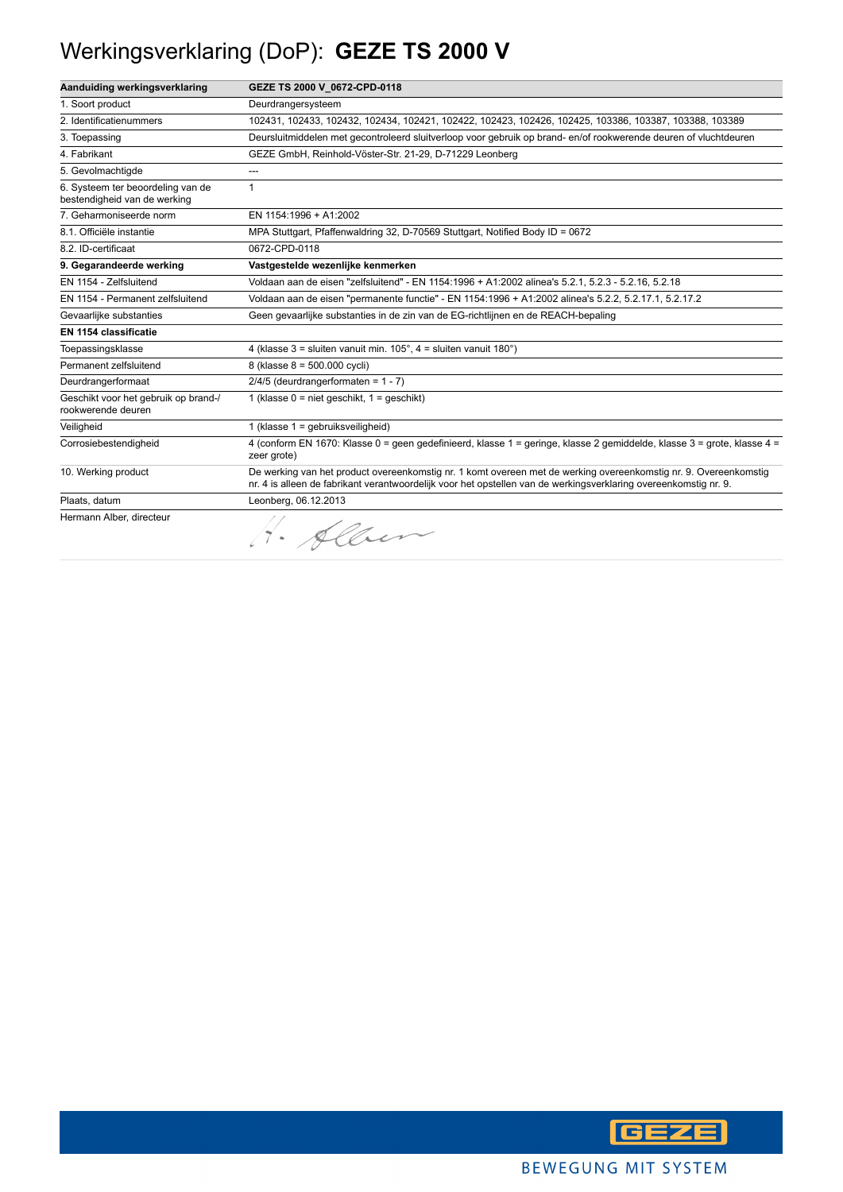# Werkingsverklaring (DoP): **GEZE TS 2000 V**

| **Aanduiding werkingsverklaring** | **GEZE TS 2000 V_0672-CPD-0118** |
|---|---|
| 1. Soort product | Deurdrangersysteem |
| 2. Identificatienummers | 102431, 102433, 102432, 102434, 102421, 102422, 102423, 102426, 102425, 103386, 103387, 103388, 103389 |
| 3. Toepassing | Deursluitmiddelen met gecontroleerd sluitverloop voor gebruik op brand- en/of rookwerende deuren of vluchtdeuren |
| 4. Fabrikant | GEZE GmbH, Reinhold-Vöster-Str. 21-29, D-71229 Leonberg |
| 5. Gevolmachtigde | --- |
| 6. Systeem ter beoordeling van de bestendigheid van de werking | 1 |
| 7. Geharmoniseerde norm | EN 1154:1996 + A1:2002 |
| 8.1. Officiële instantie | MPA Stuttgart, Pfaffenwaldring 32, D-70569 Stuttgart, Notified Body ID = 0672 |
| 8.2. ID-certificaat | 0672-CPD-0118 |
| **9. Gegarandeerde werking** | **Vastgestelde wezenlijke kenmerken** |
| EN 1154 - Zelfsluitend | Voldaan aan de eisen "zelfsluitend" - EN 1154:1996 + A1:2002 alinea's 5.2.1, 5.2.3 - 5.2.16, 5.2.18 |
| EN 1154 - Permanent zelfsluitend | Voldaan aan de eisen "permanente functie" - EN 1154:1996 + A1:2002 alinea's 5.2.2, 5.2.17.1, 5.2.17.2 |
| Gevaarlijke substanties | Geen gevaarlijke substanties in de zin van de EG-richtlijnen en de REACH-bepaling |
| **EN 1154 classificatie** | |
| Toepassingsklasse | 4 (klasse 3 = sluiten vanuit min. 105°, 4 = sluiten vanuit 180°) |
| Permanent zelfsluitend | 8 (klasse 8 = 500.000 cycli) |
| Deurdrangerformaat | 2/4/5 (deurdrangerformaten = 1 - 7) |
| Geschikt voor het gebruik op brand-/ rookwerende deuren | 1 (klasse 0 = niet geschikt, 1 = geschikt) |
| Veiligheid | 1 (klasse 1 = gebruiksveiligheid) |
| Corrosiebestendigheid | 4 (conform EN 1670: Klasse 0 = geen gedefinieerd, klasse 1 = geringe, klasse 2 gemiddelde, klasse 3 = grote, klasse 4 = zeer grote) |
| 10. Werking product | De werking van het product overeenkomstig nr. 1 komt overeen met de werking overeenkomstig nr. 9. Overeenkomstig nr. 4 is alleen de fabrikant verantwoordelijk voor het opstellen van de werkingsverklaring overeenkomstig nr. 9. |
| Plaats, datum | Leonberg, 06.12.2013 |
| Hermann Alber, directeur | H. Alber |

GEZE

BEWEGUNG MIT SYSTEM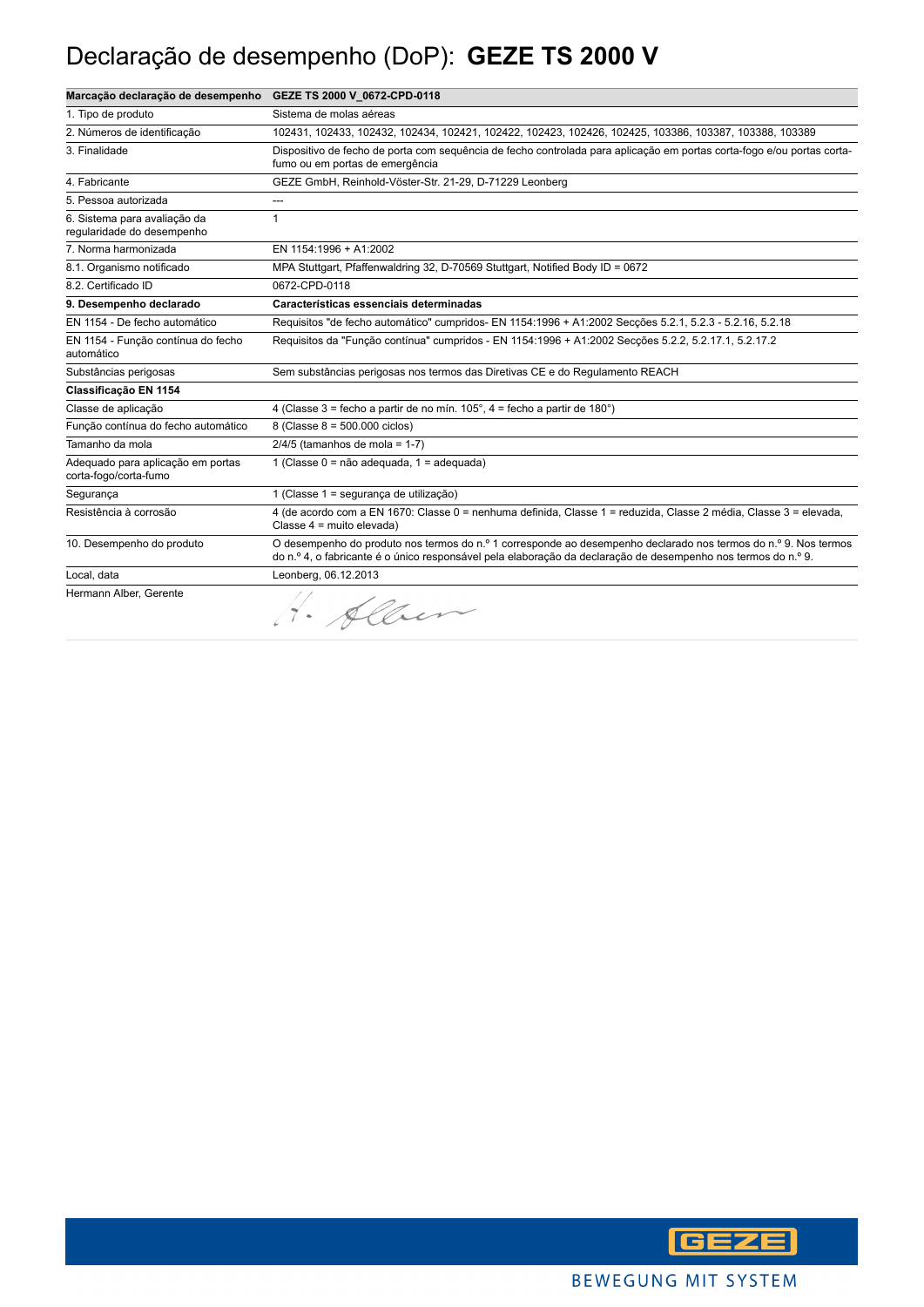# Declaração de desempenho (DoP): **GEZE TS 2000 V**

| **Marcação declaração de desempenho** | **GEZE TS 2000 V_0672-CPD-0118** |
|---|---|
| 1. Tipo de produto | Sistema de molas aéreas |
| 2. Números de identificação | 102431, 102433, 102432, 102434, 102421, 102422, 102423, 102426, 102425, 103386, 103387, 103388, 103389 |
| 3. Finalidade | Dispositivo de fecho de porta com sequência de fecho controlada para aplicação em portas corta-fogo e/ou portas corta-fumo ou em portas de emergência |
| 4. Fabricante | GEZE GmbH, Reinhold-Vöster-Str. 21-29, D-71229 Leonberg |
| 5. Pessoa autorizada | --- |
| 6. Sistema para avaliação da regularidade do desempenho | 1 |
| 7. Norma harmonizada | EN 1154:1996 + A1:2002 |
| 8.1. Organismo notificado | MPA Stuttgart, Pfaffenwaldring 32, D-70569 Stuttgart, Notified Body ID = 0672 |
| 8.2. Certificado ID | 0672-CPD-0118 |
| **9. Desempenho declarado** | **Características essenciais determinadas** |
| EN 1154 - De fecho automático | Requisitos "de fecho automático" cumpridos- EN 1154:1996 + A1:2002 Secções 5.2.1, 5.2.3 - 5.2.16, 5.2.18 |
| EN 1154 - Função contínua do fecho automático | Requisitos da "Função contínua" cumpridos - EN 1154:1996 + A1:2002 Secções 5.2.2, 5.2.17.1, 5.2.17.2 |
| Substâncias perigosas | Sem substâncias perigosas nos termos das Diretivas CE e do Regulamento REACH |
| **Classificação EN 1154** | |
| Classe de aplicação | 4 (Classe 3 = fecho a partir de no mín. 105°, 4 = fecho a partir de 180°) |
| Função contínua do fecho automático | 8 (Classe 8 = 500.000 ciclos) |
| Tamanho da mola | 2/4/5 (tamanhos de mola = 1-7) |
| Adequado para aplicação em portas corta-fogo/corta-fumo | 1 (Classe 0 = não adequada, 1 = adequada) |
| Segurança | 1 (Classe 1 = segurança de utilização) |
| Resistência à corrosão | 4 (de acordo com a EN 1670: Classe 0 = nenhuma definida, Classe 1 = reduzida, Classe 2 média, Classe 3 = elevada, Classe 4 = muito elevada) |
| 10. Desempenho do produto | O desempenho do produto nos termos do n.º 1 corresponde ao desempenho declarado nos termos do n.º 9. Nos termos do n.º 4, o fabricante é o único responsável pela elaboração da declaração de desempenho nos termos do n.º 9. |
| Local, data | Leonberg, 06.12.2013 |
| Hermann Alber, Gerente | H. Alber |

BEWEGUNG MIT SYSTEM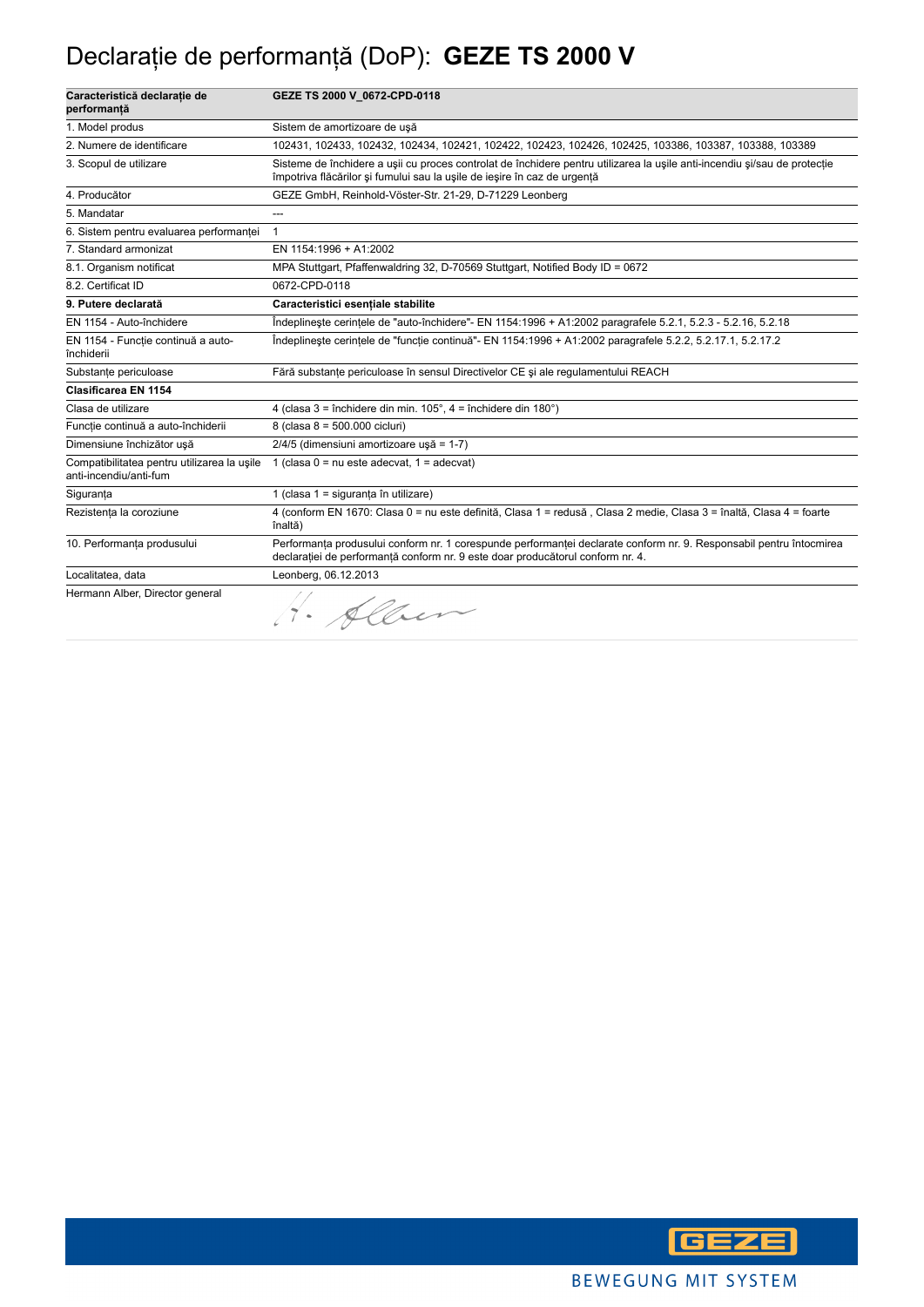# Declarație de performanță (DoP): **GEZE TS 2000 V**

| Caracteristică declarație de performanță | GEZE TS 2000 V_0672-CPD-0118 |
|---|---|
| 1. Model produs | Sistem de amortizoare de ușă |
| 2. Numere de identificare | 102431, 102433, 102432, 102434, 102421, 102422, 102423, 102426, 102425, 103386, 103387, 103388, 103389 |
| 3. Scopul de utilizare | Sisteme de închidere a ușii cu proces controlat de închidere pentru utilizarea la ușile anti-incendiu și/sau de protecție împotriva flăcărilor și fumului sau la ușile de ieșire în caz de urgență |
| 4. Producător | GEZE GmbH, Reinhold-Vöster-Str. 21-29, D-71229 Leonberg |
| 5. Mandatar | --- |
| 6. Sistem pentru evaluarea performanței | 1 |
| 7. Standard armonizat | EN 1154:1996 + A1:2002 |
| 8.1. Organism notificat | MPA Stuttgart, Pfaffenwaldring 32, D-70569 Stuttgart, Notified Body ID = 0672 |
| 8.2. Certificat ID | 0672-CPD-0118 |
| **9. Putere declarată** | **Caracteristici esențiale stabilite** |
| EN 1154 - Auto-închidere | Îndeplinește cerințele de "auto-închidere"- EN 1154:1996 + A1:2002 paragrafele 5.2.1, 5.2.3 - 5.2.16, 5.2.18 |
| EN 1154 - Funcție continuă a auto-închiderii | Îndeplinește cerințele de "funcție continuă"- EN 1154:1996 + A1:2002 paragrafele 5.2.2, 5.2.17.1, 5.2.17.2 |
| Substanțe periculoase | Fără substanțe periculoase în sensul Directivelor CE și ale regulamentului REACH |
| **Clasificarea EN 1154** | |
| Clasa de utilizare | 4 (clasa 3 = închidere din min. 105°, 4 = închidere din 180°) |
| Funcție continuă a auto-închiderii | 8 (clasa 8 = 500.000 cicluri) |
| Dimensiune închizător ușă | 2/4/5 (dimensiuni amortizoare ușă = 1-7) |
| Compatibilitatea pentru utilizarea la ușile anti-incendiu/anti-fum | 1 (clasa 0 = nu este adecvat, 1 = adecvat) |
| Siguranța | 1 (clasa 1 = siguranța în utilizare) |
| Rezistența la coroziune | 4 (conform EN 1670: Clasa 0 = nu este definită, Clasa 1 = redusă , Clasa 2 medie, Clasa 3 = înaltă, Clasa 4 = foarte înaltă) |
| 10. Performanța produsului | Performanța produsului conform nr. 1 corespunde performanței declarate conform nr. 9. Responsabil pentru întocmirea declarației de performanță conform nr. 9 este doar producătorul conform nr. 4. |
| Localitatea, data | Leonberg, 06.12.2013 |
| Hermann Alber, Director general | H. Alber |

GEZE

BEWEGUNG MIT SYSTEM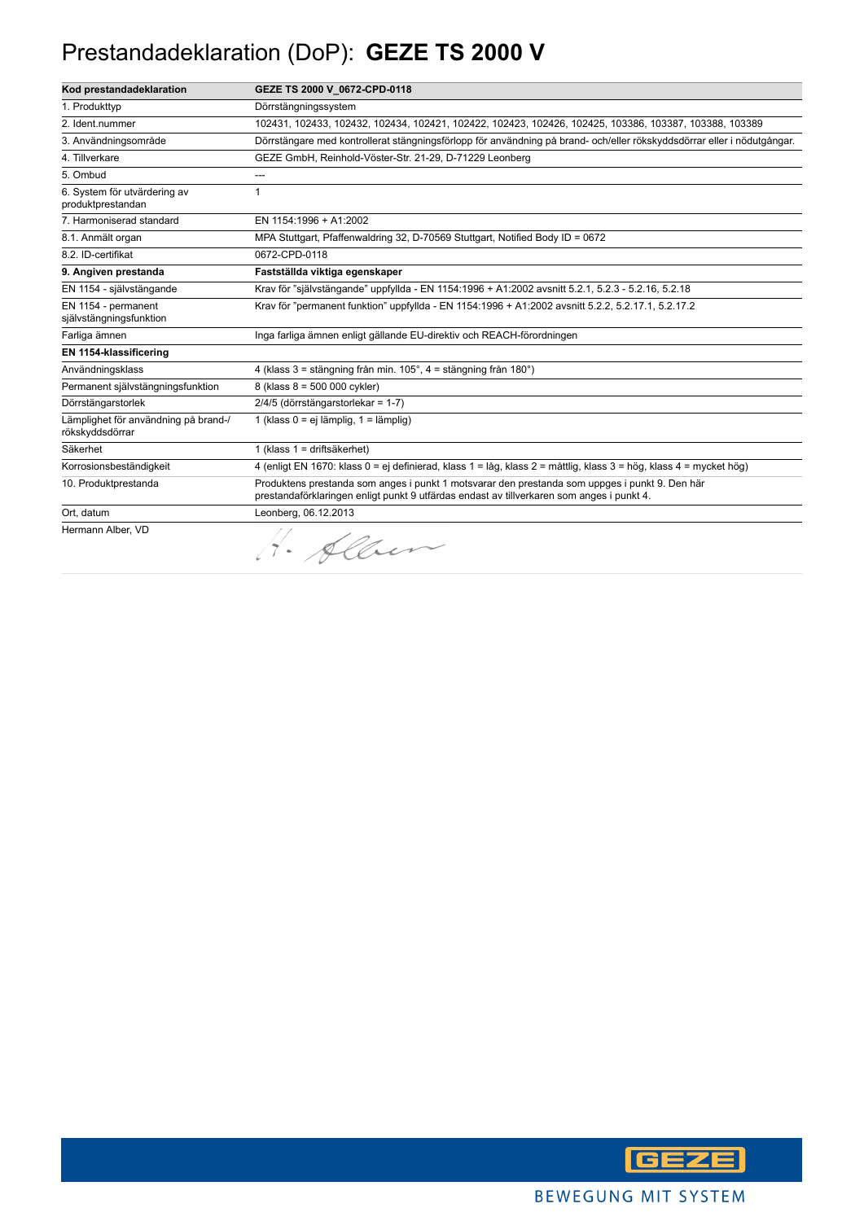# Prestandadeklaration (DoP): **GEZE TS 2000 V**

| **Kod prestandadeklaration** | **GEZE TS 2000 V_0672-CPD-0118** |
|---|---|
| 1. Produkttyp | Dörrstängningssystem |
| 2. Ident.nummer | 102431, 102433, 102432, 102434, 102421, 102422, 102423, 102426, 102425, 103386, 103387, 103388, 103389 |
| 3. Användningsområde | Dörrstängare med kontrollerat stängningsförlopp för användning på brand- och/eller rökskyddsdörrar eller i nödutgångar. |
| 4. Tillverkare | GEZE GmbH, Reinhold-Vöster-Str. 21-29, D-71229 Leonberg |
| 5. Ombud | --- |
| 6. System för utvärdering av produktprestandan | 1 |
| 7. Harmoniserad standard | EN 1154:1996 + A1:2002 |
| 8.1. Anmält organ | MPA Stuttgart, Pfaffenwaldring 32, D-70569 Stuttgart, Notified Body ID = 0672 |
| 8.2. ID-certifikat | 0672-CPD-0118 |
| **9. Angiven prestanda** | **Fastställda viktiga egenskaper** |
| EN 1154 - självstängande | Krav för "självstängande" uppfyllda - EN 1154:1996 + A1:2002 avsnitt 5.2.1, 5.2.3 - 5.2.16, 5.2.18 |
| EN 1154 - permanent självstängningsfunktion | Krav för "permanent funktion" uppfyllda - EN 1154:1996 + A1:2002 avsnitt 5.2.2, 5.2.17.1, 5.2.17.2 |
| Farliga ämnen | Inga farliga ämnen enligt gällande EU-direktiv och REACH-förordningen |
| **EN 1154-klassificering** | |
| Användningsklass | 4 (klass 3 = stängning från min. 105°, 4 = stängning från 180°) |
| Permanent självstängningsfunktion | 8 (klass 8 = 500 000 cykler) |
| Dörrstängarstorlek | 2/4/5 (dörrstängarstorlekar = 1-7) |
| Lämplighet för användning på brand-/ rökskyddsdörrar | 1 (klass 0 = ej lämplig, 1 = lämplig) |
| Säkerhet | 1 (klass 1 = driftsäkerhet) |
| Korrosionsbeständigkeit | 4 (enligt EN 1670: klass 0 = ej definierad, klass 1 = låg, klass 2 = måttlig, klass 3 = hög, klass 4 = mycket hög) |
| 10. Produktprestanda | Produktens prestanda som anges i punkt 1 motsvarar den prestanda som uppges i punkt 9. Den här prestandaförklaringen enligt punkt 9 utfärdas endast av tillverkaren som anges i punkt 4. |
| Ort, datum | Leonberg, 06.12.2013 |
| Hermann Alber, VD | H. Alber |

GEZE

BEWEGUNG MIT SYSTEM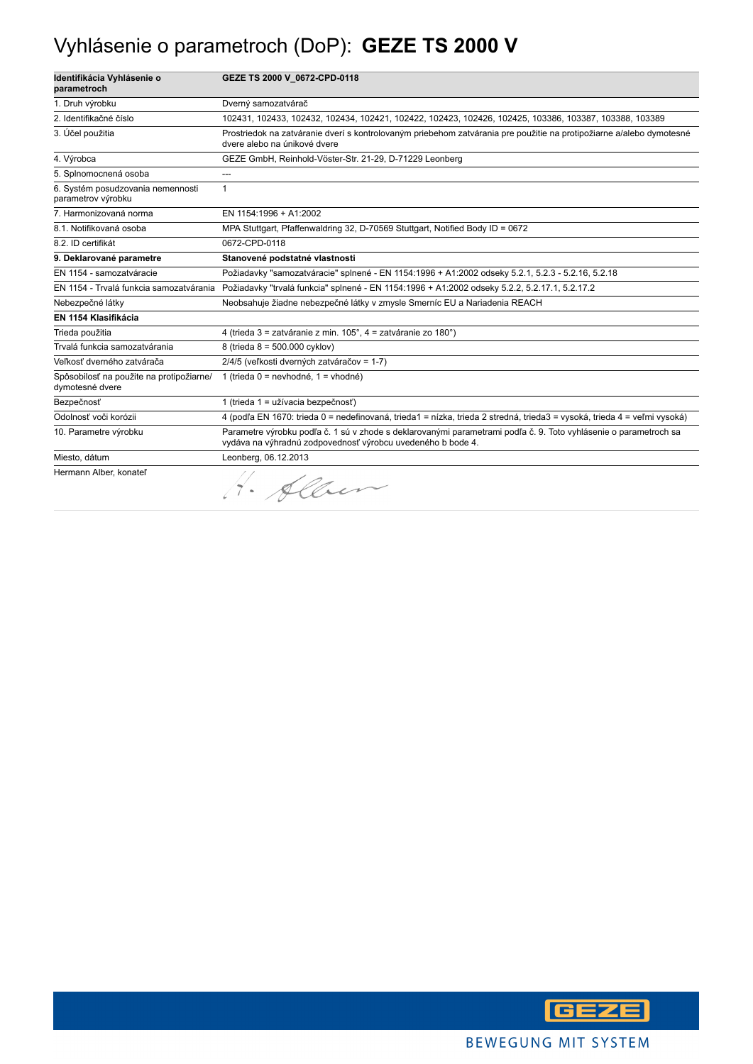# Vyhlásenie o parametroch (DoP): **GEZE TS 2000 V**

| **Identifikácia Vyhlásenie o parametroch** | **GEZE TS 2000 V_0672-CPD-0118** |
|---|---|
| 1. Druh výrobku | Dverný samozatvárač |
| 2. Identifikačné číslo | 102431, 102433, 102432, 102434, 102421, 102422, 102423, 102426, 102425, 103386, 103387, 103388, 103389 |
| 3. Účel použitia | Prostriedok na zatváranie dverí s kontrolovaným priebehom zatvárania pre použitie na protipožiarne a/alebo dymotesné dvere alebo na únikové dvere |
| 4. Výrobca | GEZE GmbH, Reinhold-Vöster-Str. 21-29, D-71229 Leonberg |
| 5. Splnomocnená osoba | --- |
| 6. Systém posudzovania nemennosti parametrov výrobku | 1 |
| 7. Harmonizovaná norma | EN 1154:1996 + A1:2002 |
| 8.1. Notifikovaná osoba | MPA Stuttgart, Pfaffenwaldring 32, D-70569 Stuttgart, Notified Body ID = 0672 |
| 8.2. ID certifikát | 0672-CPD-0118 |
| **9. Deklarované parametre** | **Stanovené podstatné vlastnosti** |
| EN 1154 - samozatváracie | Požiadavky "samozatváracie" splnené - EN 1154:1996 + A1:2002 odseky 5.2.1, 5.2.3 - 5.2.16, 5.2.18 |
| EN 1154 - Trvalá funkcia samozatvárania | Požiadavky "trvalá funkcia" splnené - EN 1154:1996 + A1:2002 odseky 5.2.2, 5.2.17.1, 5.2.17.2 |
| Nebezpečné látky | Neobsahuje žiadne nebezpečné látky v zmysle Smerníc EU a Nariadenia REACH |
| **EN 1154 Klasifikácia** | |
| Trieda použitia | 4 (trieda 3 = zatváranie z min. 105°, 4 = zatváranie zo 180°) |
| Trvalá funkcia samozatvárania | 8 (trieda 8 = 500.000 cyklov) |
| Veľkosť dverného zatvárača | 2/4/5 (veľkosti dverných zatváračov = 1-7) |
| Spôsobilosť na použite na protipožiarne/ dymotesné dvere | 1 (trieda 0 = nevhodné, 1 = vhodné) |
| Bezpečnosť | 1 (trieda 1 = užívacia bezpečnosť) |
| Odolnosť voči korózii | 4 (podľa EN 1670: trieda 0 = nedefinovaná, trieda1 = nízka, trieda 2 stredná, trieda3 = vysoká, trieda 4 = veľmi vysoká) |
| 10. Parametre výrobku | Parametre výrobku podľa č. 1 sú v zhode s deklarovanými parametrami podľa č. 9. Toto vyhlásenie o parametroch sa vydáva na výhradnú zodpovednosť výrobcu uvedeného b bode 4. |
| Miesto, dátum | Leonberg, 06.12.2013 |
| Hermann Alber, konateľ | H. Alber |

GEZE

BEWEGUNG MIT SYSTEM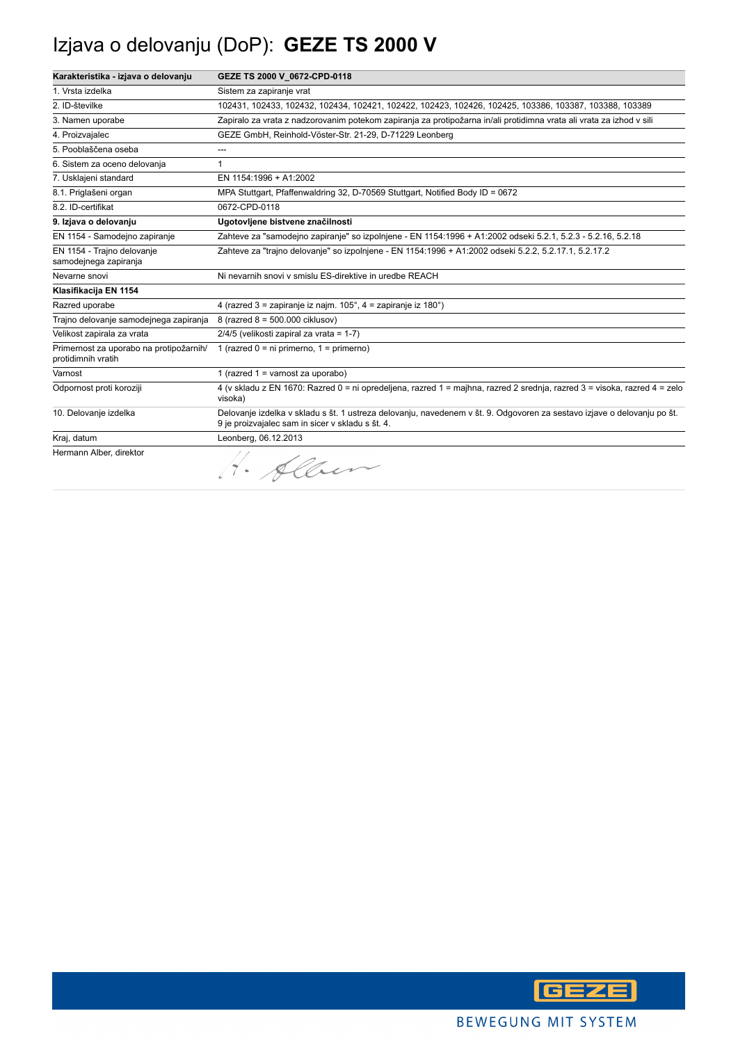# Izjava o delovanju (DoP): **GEZE TS 2000 V**

| Karakteristika - izjava o delovanju | GEZE TS 2000 V_0672-CPD-0118 |
|---|---|
| 1. Vrsta izdelka | Sistem za zapiranje vrat |
| 2. ID-številke | 102431, 102433, 102432, 102434, 102421, 102422, 102423, 102426, 102425, 103386, 103387, 103388, 103389 |
| 3. Namen uporabe | Zapiralo za vrata z nadzorovanim potekom zapiranja za protipožarna in/ali protidimna vrata ali vrata za izhod v sili |
| 4. Proizvajalec | GEZE GmbH, Reinhold-Vöster-Str. 21-29, D-71229 Leonberg |
| 5. Pooblaščena oseba | --- |
| 6. Sistem za oceno delovanja | 1 |
| 7. Usklajeni standard | EN 1154:1996 + A1:2002 |
| 8.1. Priglašeni organ | MPA Stuttgart, Pfaffenwaldring 32, D-70569 Stuttgart, Notified Body ID = 0672 |
| 8.2. ID-certifikat | 0672-CPD-0118 |
| **9. Izjava o delovanju** | **Ugotovljene bistvene značilnosti** |
| EN 1154 - Samodejno zapiranje | Zahteve za "samodejno zapiranje" so izpolnjene - EN 1154:1996 + A1:2002 odseki 5.2.1, 5.2.3 - 5.2.16, 5.2.18 |
| EN 1154 - Trajno delovanje samodejnega zapiranja | Zahteve za "trajno delovanje" so izpolnjene - EN 1154:1996 + A1:2002 odseki 5.2.2, 5.2.17.1, 5.2.17.2 |
| Nevarne snovi | Ni nevarnih snovi v smislu ES-direktive in uredbe REACH |
| **Klasifikacija EN 1154** | |
| Razred uporabe | 4 (razred 3 = zapiranje iz najm. 105°, 4 = zapiranje iz 180°) |
| Trajno delovanje samodejnega zapiranja | 8 (razred 8 = 500.000 ciklusov) |
| Velikost zapirala za vrata | 2/4/5 (velikosti zapiral za vrata = 1-7) |
| Primernost za uporabo na protipožarnih/ protidimnih vratih | 1 (razred 0 = ni primerno, 1 = primerno) |
| Varnost | 1 (razred 1 = varnost za uporabo) |
| Odpornost proti koroziji | 4 (v skladu z EN 1670: Razred 0 = ni opredeljena, razred 1 = majhna, razred 2 srednja, razred 3 = visoka, razred 4 = zelo visoka) |
| 10. Delovanje izdelka | Delovanje izdelka v skladu s št. 1 ustreza delovanju, navedenem v št. 9. Odgovoren za sestavo izjave o delovanju po št. 9 je proizvajalec sam in sicer v skladu s št. 4. |
| Kraj, datum | Leonberg, 06.12.2013 |
| Hermann Alber, direktor | H. Alber |

GEZE

BEWEGUNG MIT SYSTEM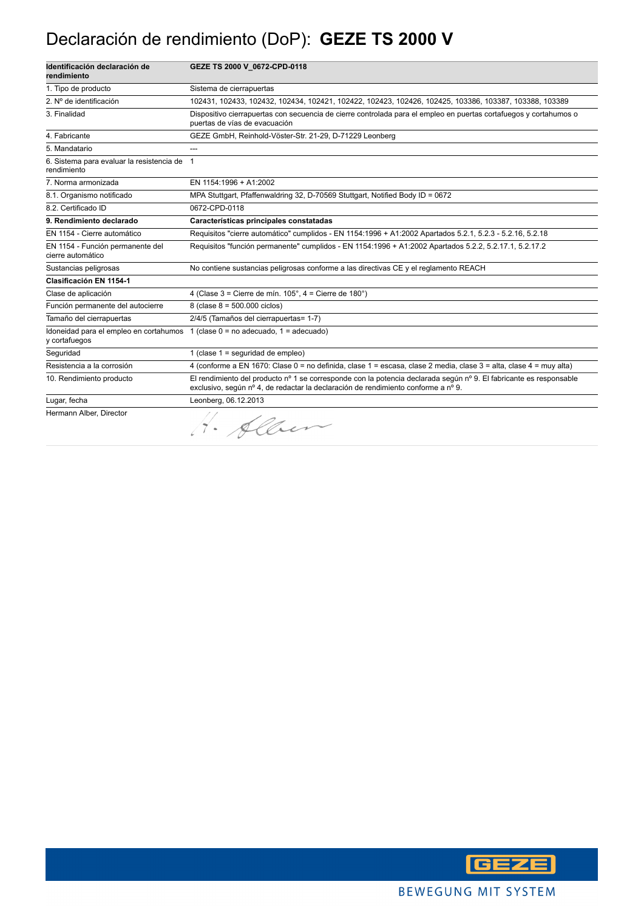# Declaración de rendimiento (DoP): **GEZE TS 2000 V**

| **Identificación declaración de rendimiento** | **GEZE TS 2000 V_0672-CPD-0118** |
|---|---|
| 1. Tipo de producto | Sistema de cierrapuertas |
| 2. Nº de identificación | 102431, 102433, 102432, 102434, 102421, 102422, 102423, 102426, 102425, 103386, 103387, 103388, 103389 |
| 3. Finalidad | Dispositivo cierrapuertas con secuencia de cierre controlada para el empleo en puertas cortafuegos y cortahumos o puertas de vías de evacuación |
| 4. Fabricante | GEZE GmbH, Reinhold-Vöster-Str. 21-29, D-71229 Leonberg |
| 5. Mandatario | --- |
| 6. Sistema para evaluar la resistencia de rendimiento | 1 |
| 7. Norma armonizada | EN 1154:1996 + A1:2002 |
| 8.1. Organismo notificado | MPA Stuttgart, Pfaffenwaldring 32, D-70569 Stuttgart, Notified Body ID = 0672 |
| 8.2. Certificado ID | 0672-CPD-0118 |
| **9. Rendimiento declarado** | **Características principales constatadas** |
| EN 1154 - Cierre automático | Requisitos "cierre automático" cumplidos - EN 1154:1996 + A1:2002 Apartados 5.2.1, 5.2.3 - 5.2.16, 5.2.18 |
| EN 1154 - Función permanente del cierre automático | Requisitos "función permanente" cumplidos - EN 1154:1996 + A1:2002 Apartados 5.2.2, 5.2.17.1, 5.2.17.2 |
| Sustancias peligrosas | No contiene sustancias peligrosas conforme a las directivas CE y el reglamento REACH |
| **Clasificación EN 1154-1** | |
| Clase de aplicación | 4 (Clase 3 = Cierre de mín. 105°, 4 = Cierre de 180°) |
| Función permanente del autocierre | 8 (clase 8 = 500.000 ciclos) |
| Tamaño del cierrapuertas | 2/4/5 (Tamaños del cierrapuertas= 1-7) |
| Idoneidad para el empleo en cortahumos y cortafuegos | 1 (clase 0 = no adecuado, 1 = adecuado) |
| Seguridad | 1 (clase 1 = seguridad de empleo) |
| Resistencia a la corrosión | 4 (conforme a EN 1670: Clase 0 = no definida, clase 1 = escasa, clase 2 media, clase 3 = alta, clase 4 = muy alta) |
| 10. Rendimiento producto | El rendimiento del producto nº 1 se corresponde con la potencia declarada según nº 9. El fabricante es responsable exclusivo, según nº 4, de redactar la declaración de rendimiento conforme a nº 9. |
| Lugar, fecha | Leonberg, 06.12.2013 |
| Hermann Alber, Director | H. Alber |

BEWEGUNG MIT SYSTEM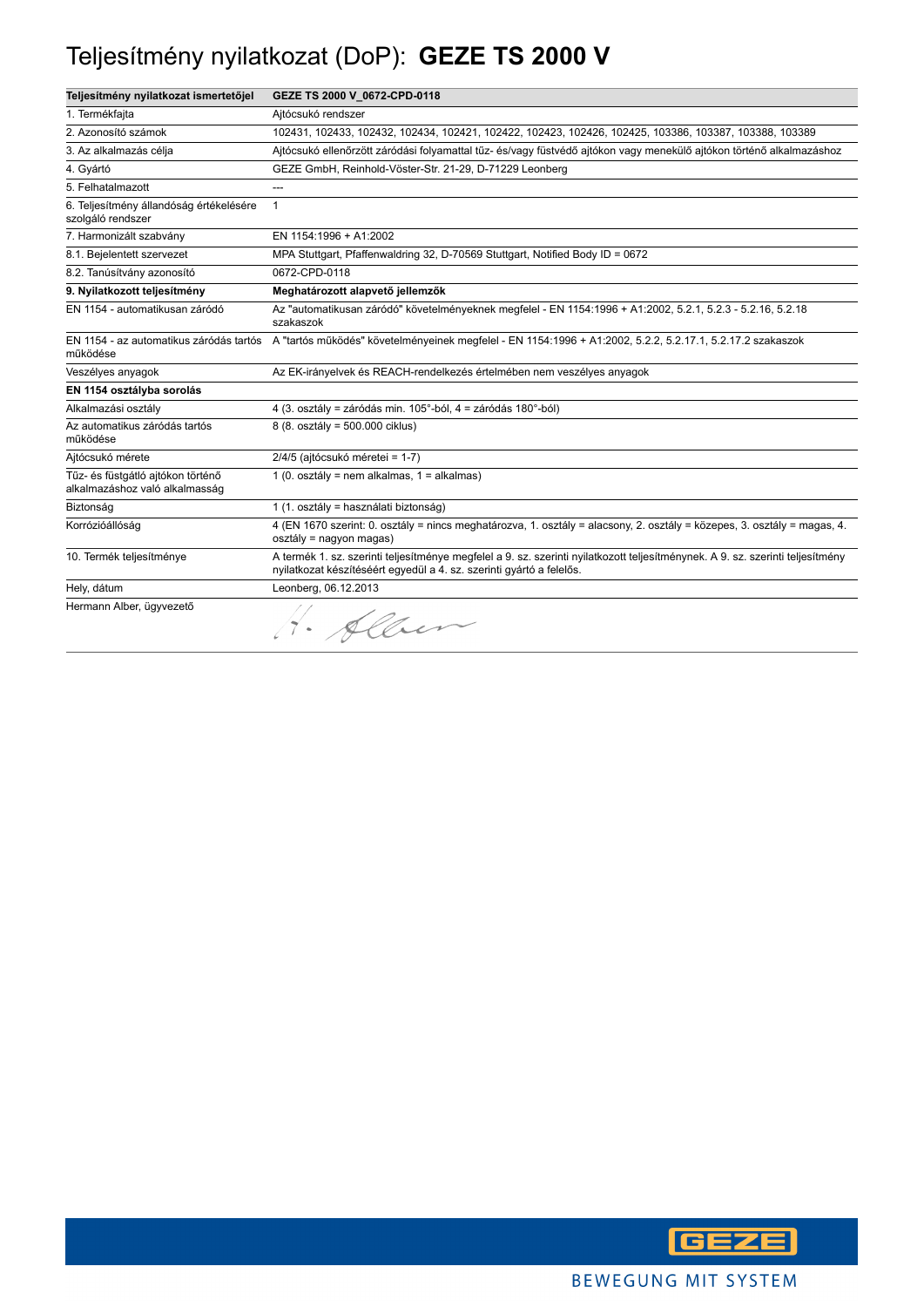# Teljesítmény nyilatkozat (DoP): **GEZE TS 2000 V**

| Teljesítmény nyilatkozat ismertetőjel | GEZE TS 2000 V_0672-CPD-0118 |
|---|---|
| 1. Termékfajta | Ajtócsukó rendszer |
| 2. Azonosító számok | 102431, 102433, 102432, 102434, 102421, 102422, 102423, 102426, 102425, 103386, 103387, 103388, 103389 |
| 3. Az alkalmazás célja | Ajtócsukó ellenőrzött záródási folyamattal tűz- és/vagy füstvédő ajtókon vagy menekülő ajtókon történő alkalmazáshoz |
| 4. Gyártó | GEZE GmbH, Reinhold-Vöster-Str. 21-29, D-71229 Leonberg |
| 5. Felhatalmazott | --- |
| 6. Teljesítmény állandóság értékelésére szolgáló rendszer | 1 |
| 7. Harmonizált szabvány | EN 1154:1996 + A1:2002 |
| 8.1. Bejelentett szervezet | MPA Stuttgart, Pfaffenwaldring 32, D-70569 Stuttgart, Notified Body ID = 0672 |
| 8.2. Tanúsítvány azonosító | 0672-CPD-0118 |
| **9. Nyilatkozott teljesítmény** | **Meghatározott alapvető jellemzők** |
| EN 1154 - automatikusan záródó | Az "automatikusan záródó" követelményeknek megfelel - EN 1154:1996 + A1:2002, 5.2.1, 5.2.3 - 5.2.16, 5.2.18 szakaszok |
| EN 1154 - az automatikus záródás tartós működése | A "tartós működés" követelményeinek megfelel - EN 1154:1996 + A1:2002, 5.2.2, 5.2.17.1, 5.2.17.2 szakaszok |
| Veszélyes anyagok | Az EK-irányelvek és REACH-rendelkezés értelmében nem veszélyes anyagok |
| **EN 1154 osztályba sorolás** | |
| Alkalmazási osztály | 4 (3. osztály = záródás min. 105°-ból, 4 = záródás 180°-ból) |
| Az automatikus záródás tartós működése | 8 (8. osztály = 500.000 ciklus) |
| Ajtócsukó mérete | 2/4/5 (ajtócsukó méretei = 1-7) |
| Tűz- és füstgátló ajtókon történő alkalmazáshoz való alkalmasság | 1 (0. osztály = nem alkalmas, 1 = alkalmas) |
| Biztonság | 1 (1. osztály = használati biztonság) |
| Korrózióállóság | 4 (EN 1670 szerint: 0. osztály = nincs meghatározva, 1. osztály = alacsony, 2. osztály = közepes, 3. osztály = magas, 4. osztály = nagyon magas) |
| 10. Termék teljesítménye | A termék 1. sz. szerinti teljesítménye megfelel a 9. sz. szerinti nyilatkozott teljesítménynek. A 9. sz. szerinti teljesítmény nyilatkozat készítéséért egyedül a 4. sz. szerinti gyártó a felelős. |
| Hely, dátum | Leonberg, 06.12.2013 |
| Hermann Alber, ügyvezető | H. Alber |

GEZE

BEWEGUNG MIT SYSTEM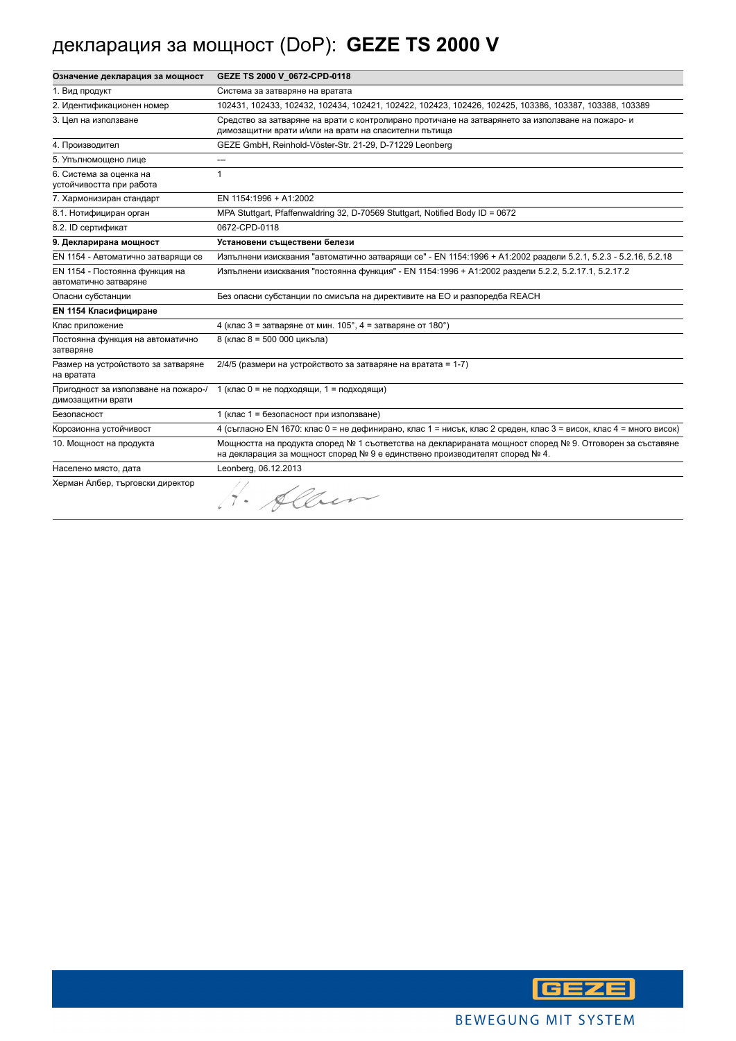# декларация за мощност (DoP): **GEZE TS 2000 V**

| **Означение декларация за мощност** | **GEZE TS 2000 V_0672-CPD-0118** |
|---|---|
| 1. Вид продукт | Система за затваряне на вратата |
| 2. Идентификационен номер | 102431, 102433, 102432, 102434, 102421, 102422, 102423, 102426, 102425, 103386, 103387, 103388, 103389 |
| 3. Цел на използване | Средство за затваряне на врати с контролирано протичане на затварянето за използване на пожаро- и димозащитни врати и/или на врати на спасителни пътища |
| 4. Производител | GEZE GmbH, Reinhold-Vöster-Str. 21-29, D-71229 Leonberg |
| 5. Упълномощено лице | --- |
| 6. Система за оценка на устойчивостта при работа | 1 |
| 7. Хармонизиран стандарт | EN 1154:1996 + A1:2002 |
| 8.1. Нотифициран орган | MPA Stuttgart, Pfaffenwaldring 32, D-70569 Stuttgart, Notified Body ID = 0672 |
| 8.2. ID сертификат | 0672-CPD-0118 |
| **9. Декларирана мощност** | **Установени съществени белези** |
| EN 1154 - Автоматично затварящи се | Изпълнени изисквания "автоматично затварящи се" - EN 1154:1996 + A1:2002 раздели 5.2.1, 5.2.3 - 5.2.16, 5.2.18 |
| EN 1154 - Постоянна функция на автоматично затваряне | Изпълнени изисквания "постоянна функция" - EN 1154:1996 + A1:2002 раздели 5.2.2, 5.2.17.1, 5.2.17.2 |
| Опасни субстанции | Без опасни субстанции по смисъла на директивите на ЕО и разпоредба REACH |
| **EN 1154 Класифициране** | |
| Клас приложение | 4 (клас 3 = затваряне от мин. 105°, 4 = затваряне от 180°) |
| Постоянна функция на автоматично затваряне | 8 (клас 8 = 500 000 цикъла) |
| Размер на устройството за затваряне на вратата | 2/4/5 (размери на устройството за затваряне на вратата = 1-7) |
| Пригодност за използване на пожаро-/ димозащитни врати | 1 (клас 0 = не подходящи, 1 = подходящи) |
| Безопасност | 1 (клас 1 = безопасност при използване) |
| Корозионна устойчивост | 4 (съгласно EN 1670: клас 0 = не дефинирано, клас 1 = нисък, клас 2 среден, клас 3 = висок, клас 4 = много висок) |
| 10. Мощност на продукта | Мощността на продукта според № 1 съответства на декларираната мощност според № 9. Отговорен за съставяне на декларация за мощност според № 9 е единствено производителят според № 4. |
| Населено място, дата | Leonberg, 06.12.2013 |
| Херман Албер, търговски директор | H. Alber |

GEZE

BEWEGUNG MIT SYSTEM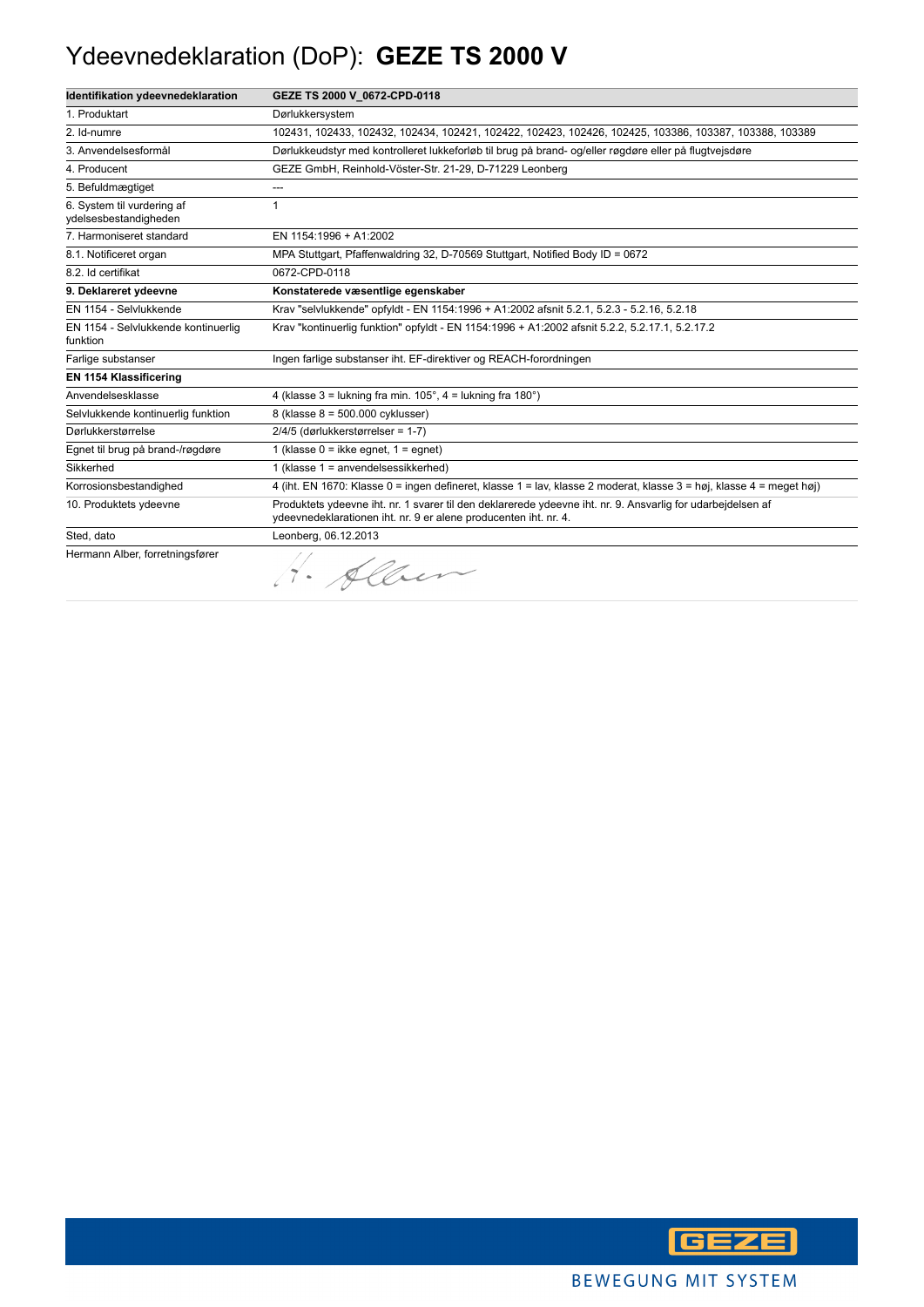# Ydeevnedeklaration (DoP): **GEZE TS 2000 V**

| **Identifikation ydeevnedeklaration** | **GEZE TS 2000 V_0672-CPD-0118** |
|---|---|
| 1. Produktart | Dørlukkersystem |
| 2. Id-numre | 102431, 102433, 102432, 102434, 102421, 102422, 102423, 102426, 102425, 103386, 103387, 103388, 103389 |
| 3. Anvendelsesformål | Dørlukkeudstyr med kontrolleret lukkeforløb til brug på brand- og/eller røgdøre eller på flugtvejsdøre |
| 4. Producent | GEZE GmbH, Reinhold-Vöster-Str. 21-29, D-71229 Leonberg |
| 5. Befuldmægtiget | --- |
| 6. System til vurdering af ydelsesbestandigheden | 1 |
| 7. Harmoniseret standard | EN 1154:1996 + A1:2002 |
| 8.1. Notificeret organ | MPA Stuttgart, Pfaffenwaldring 32, D-70569 Stuttgart, Notified Body ID = 0672 |
| 8.2. Id certifikat | 0672-CPD-0118 |
| **9. Deklareret ydeevne** | **Konstaterede væsentlige egenskaber** |
| EN 1154 - Selvlukkende | Krav "selvlukkende" opfyldt - EN 1154:1996 + A1:2002 afsnit 5.2.1, 5.2.3 - 5.2.16, 5.2.18 |
| EN 1154 - Selvlukkende kontinuerlig funktion | Krav "kontinuerlig funktion" opfyldt - EN 1154:1996 + A1:2002 afsnit 5.2.2, 5.2.17.1, 5.2.17.2 |
| Farlige substanser | Ingen farlige substanser iht. EF-direktiver og REACH-forordningen |
| **EN 1154 Klassificering** | |
| Anvendelsesklasse | 4 (klasse 3 = lukning fra min. 105°, 4 = lukning fra 180°) |
| Selvlukkende kontinuerlig funktion | 8 (klasse 8 = 500.000 cyklusser) |
| Dørlukkerstørrelse | 2/4/5 (dørlukkerstørrelser = 1-7) |
| Egnet til brug på brand-/røgdøre | 1 (klasse 0 = ikke egnet, 1 = egnet) |
| Sikkerhed | 1 (klasse 1 = anvendelsessikkerhed) |
| Korrosionsbestandighed | 4 (iht. EN 1670: Klasse 0 = ingen defineret, klasse 1 = lav, klasse 2 moderat, klasse 3 = høj, klasse 4 = meget høj) |
| 10. Produktets ydeevne | Produktets ydeevne iht. nr. 1 svarer til den deklarerede ydeevne iht. nr. 9. Ansvarlig for udarbejdelsen af ydeevnedeklarationen iht. nr. 9 er alene producenten iht. nr. 4. |
| Sted, dato | Leonberg, 06.12.2013 |
| Hermann Alber, forretningsfører | H. Alber |

GEZE

BEWEGUNG MIT SYSTEM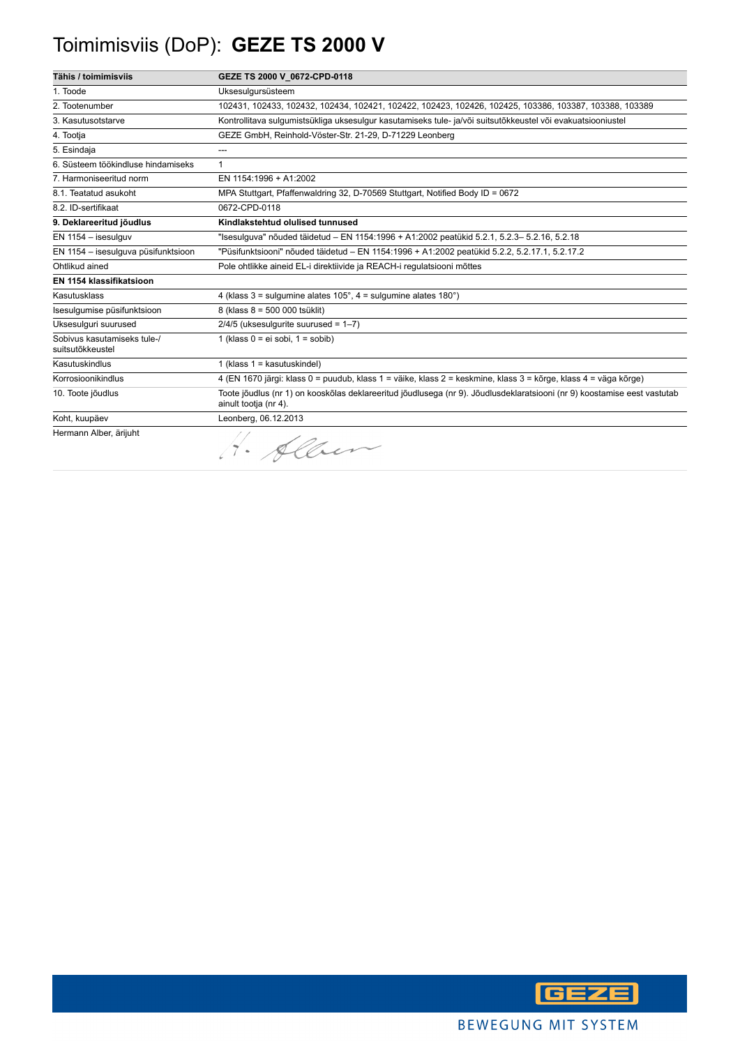# Toimimisviis (DoP): **GEZE TS 2000 V**

| **Tähis / toimimisviis** | **GEZE TS 2000 V_0672-CPD-0118** |
|---|---|
| 1. Toode | Uksesulgursüsteem |
| 2. Tootenumber | 102431, 102433, 102432, 102434, 102421, 102422, 102423, 102426, 102425, 103386, 103387, 103388, 103389 |
| 3. Kasutusotstarve | Kontrollitava sulgumistsükliga uksesulgur kasutamiseks tule- ja/või suitsutõkkeustel või evakuatsiooniustel |
| 4. Tootja | GEZE GmbH, Reinhold-Vöster-Str. 21-29, D-71229 Leonberg |
| 5. Esindaja | --- |
| 6. Süsteem töökindluse hindamiseks | 1 |
| 7. Harmoniseeritud norm | EN 1154:1996 + A1:2002 |
| 8.1. Teatatud asukoht | MPA Stuttgart, Pfaffenwaldring 32, D-70569 Stuttgart, Notified Body ID = 0672 |
| 8.2. ID-sertifikaat | 0672-CPD-0118 |
| **9. Deklareeritud jõudlus** | **Kindlakstehtud olulised tunnused** |
| EN 1154 – isesulguv | "Isesulguva" nõuded täidetud – EN 1154:1996 + A1:2002 peatükid 5.2.1, 5.2.3– 5.2.16, 5.2.18 |
| EN 1154 – isesulguva püsifunktsioon | "Püsifunktsiooni" nõuded täidetud – EN 1154:1996 + A1:2002 peatükid 5.2.2, 5.2.17.1, 5.2.17.2 |
| Ohtlikud ained | Pole ohtlikke aineid EL-i direktiivide ja REACH-i regulatsiooni mõttes |
| **EN 1154 klassifikatsioon** | |
| Kasutusklass | 4 (klass 3 = sulgumine alates 105°, 4 = sulgumine alates 180°) |
| Isesulgumise püsifunktsioon | 8 (klass 8 = 500 000 tsüklit) |
| Uksesulguri suurused | 2/4/5 (uksesulgurite suurused = 1–7) |
| Sobivus kasutamiseks tule-/ suitsutõkkeustel | 1 (klass 0 = ei sobi, 1 = sobib) |
| Kasutuskindlus | 1 (klass 1 = kasutuskindel) |
| Korrosioonikindlus | 4 (EN 1670 järgi: klass 0 = puudub, klass 1 = väike, klass 2 = keskmine, klass 3 = kõrge, klass 4 = väga kõrge) |
| 10. Toote jõudlus | Toote jõudlus (nr 1) on kooskõlas deklareeritud jõudlusega (nr 9). Jõudlusdeklaratsiooni (nr 9) koostamise eest vastutab ainult tootja (nr 4). |
| Koht, kuupäev | Leonberg, 06.12.2013 |
| Hermann Alber, ärijuht | H. Alber |

GEZE

BEWEGUNG MIT SYSTEM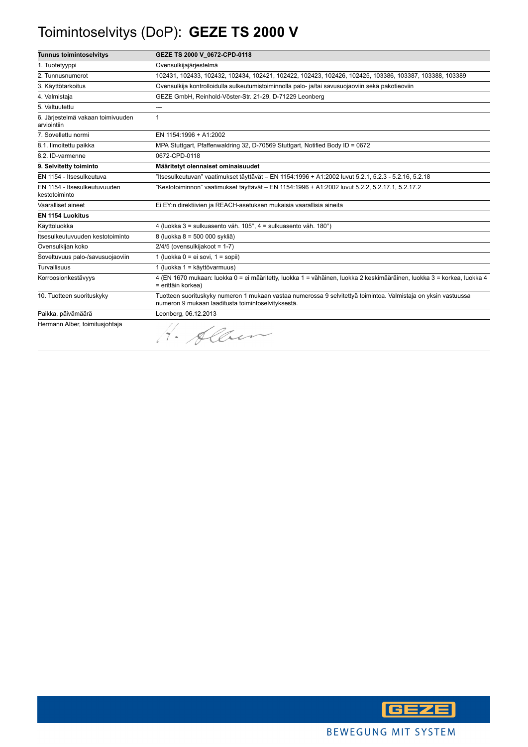# Toimintoselvitys (DoP): **GEZE TS 2000 V**

| **Tunnus toimintoselvitys** | **GEZE TS 2000 V_0672-CPD-0118** |
|---|---|
| 1. Tuotetyyppi | Ovensulkijajärjestelmä |
| 2. Tunnusnumerot | 102431, 102433, 102432, 102434, 102421, 102422, 102423, 102426, 102425, 103386, 103387, 103388, 103389 |
| 3. Käyttötarkoitus | Ovensulkija kontrolloidulla sulkeutumistoiminnolla palo- ja/tai savusuojaoviin sekä pakotieoviin |
| 4. Valmistaja | GEZE GmbH, Reinhold-Vöster-Str. 21-29, D-71229 Leonberg |
| 5. Valtuutettu | --- |
| 6. Järjestelmä vakaan toimivuuden arviointiin | 1 |
| 7. Sovellettu normi | EN 1154:1996 + A1:2002 |
| 8.1. Ilmoitettu paikka | MPA Stuttgart, Pfaffenwaldring 32, D-70569 Stuttgart, Notified Body ID = 0672 |
| 8.2. ID-varmenne | 0672-CPD-0118 |
| **9. Selvitetty toiminto** | **Määritetyt olennaiset ominaisuudet** |
| EN 1154 - Itsesulkeutuva | "Itsesulkeutuvan" vaatimukset täyttävät – EN 1154:1996 + A1:2002 luvut 5.2.1, 5.2.3 - 5.2.16, 5.2.18 |
| EN 1154 - Itsesulkeutuvuuden kestotoiminto | "Kestotoiminnon" vaatimukset täyttävät – EN 1154:1996 + A1:2002 luvut 5.2.2, 5.2.17.1, 5.2.17.2 |
| Vaaralliset aineet | Ei EY:n direktiivien ja REACH-asetuksen mukaisia vaarallisia aineita |
| **EN 1154 Luokitus** | |
| Käyttöluokka | 4 (luokka 3 = sulkuasento väh. 105°, 4 = sulkuasento väh. 180°) |
| Itsesulkeutuvuuden kestotoiminto | 8 (luokka 8 = 500 000 sykliä) |
| Ovensulkijan koko | 2/4/5 (ovensulkijakoot = 1-7) |
| Soveltuvuus palo-/savusuojaoviin | 1 (luokka 0 = ei sovi, 1 = sopii) |
| Turvallisuus | 1 (luokka 1 = käyttövarmuus) |
| Korroosionkestävyys | 4 (EN 1670 mukaan: luokka 0 = ei määritetty, luokka 1 = vähäinen, luokka 2 keskimääräinen, luokka 3 = korkea, luokka 4 = erittäin korkea) |
| 10. Tuotteen suorituskyky | Tuotteen suorituskyky numeron 1 mukaan vastaa numerossa 9 selvitettyä toimintoa. Valmistaja on yksin vastuussa numeron 9 mukaan laaditusta toimintoselvityksestä. |
| Paikka, päivämäärä | Leonberg, 06.12.2013 |
| Hermann Alber, toimitusjohtaja | H. Alber |

GEZE

BEWEGUNG MIT SYSTEM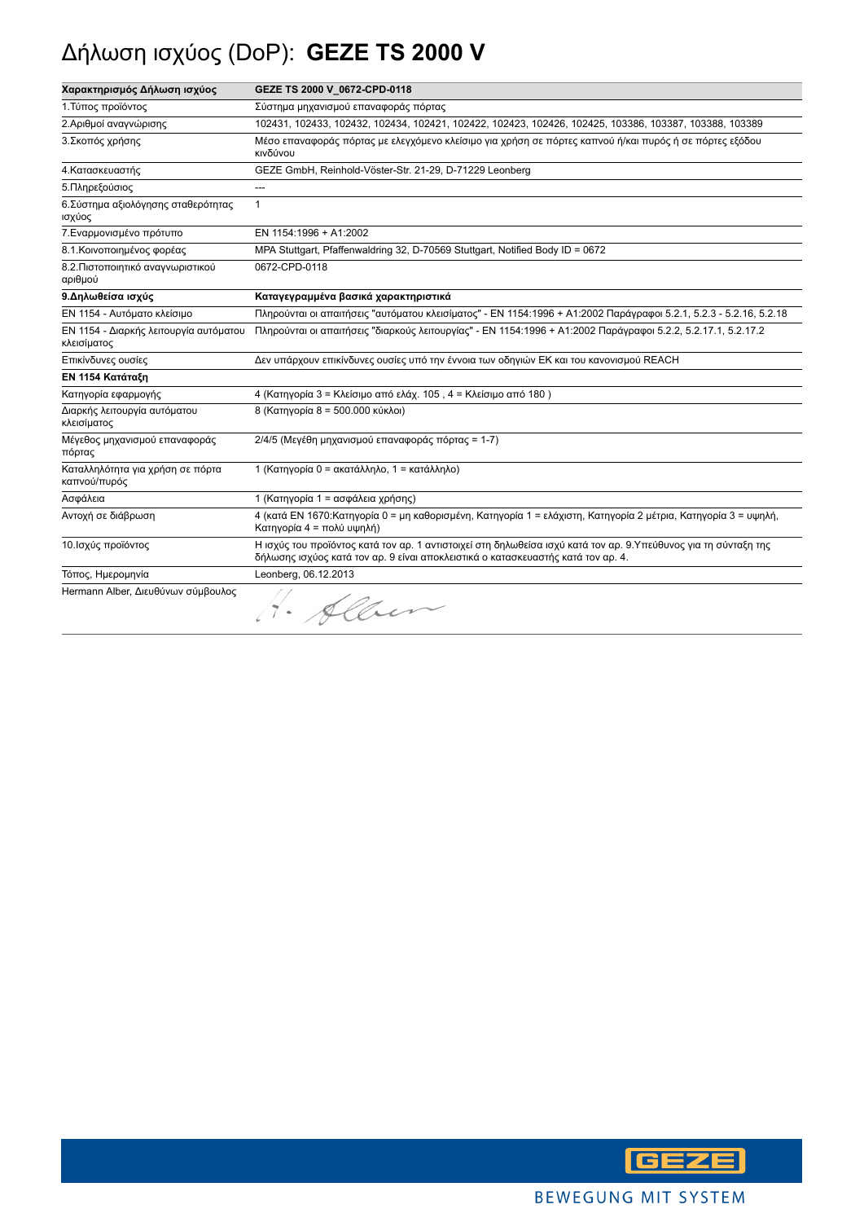# Δήλωση ισχύος (DoP): **GEZE TS 2000 V**

| **Χαρακτηρισμός Δήλωση ισχύος** | **GEZE TS 2000 V_0672-CPD-0118** |
|---|---|
| 1.Τύπος προϊόντος | Σύστημα μηχανισμού επαναφοράς πόρτας |
| 2.Αριθμοί αναγνώρισης | 102431, 102433, 102432, 102434, 102421, 102422, 102423, 102426, 102425, 103386, 103387, 103388, 103389 |
| 3.Σκοπός χρήσης | Μέσο επαναφοράς πόρτας με ελεγχόμενο κλείσιμο για χρήση σε πόρτες καπνού ή/και πυρός ή σε πόρτες εξόδου κινδύνου |
| 4.Κατασκευαστής | GEZE GmbH, Reinhold-Vöster-Str. 21-29, D-71229 Leonberg |
| 5.Πληρεξούσιος | --- |
| 6.Σύστημα αξιολόγησης σταθερότητας ισχύος | 1 |
| 7.Εναρμονισμένο πρότυπο | EN 1154:1996 + A1:2002 |
| 8.1.Κοινοποιημένος φορέας | MPA Stuttgart, Pfaffenwaldring 32, D-70569 Stuttgart, Notified Body ID = 0672 |
| 8.2.Πιστοποιητικό αναγνωριστικού αριθμού | 0672-CPD-0118 |
| **9.Δηλωθείσα ισχύς** | **Καταγεγραμμένα βασικά χαρακτηριστικά** |
| EN 1154 - Αυτόματο κλείσιμο | Πληρούνται οι απαιτήσεις "αυτόματου κλεισίματος" - EN 1154:1996 + A1:2002 Παράγραφοι 5.2.1, 5.2.3 - 5.2.16, 5.2.18 |
| EN 1154 - Διαρκής λειτουργία αυτόματου κλεισίματος | Πληρούνται οι απαιτήσεις "διαρκούς λειτουργίας" - EN 1154:1996 + A1:2002 Παράγραφοι 5.2.2, 5.2.17.1, 5.2.17.2 |
| Επικίνδυνες ουσίες | Δεν υπάρχουν επικίνδυνες ουσίες υπό την έννοια των οδηγιών ΕΚ και του κανονισμού REACH |
| **EN 1154 Κατάταξη** | |
| Κατηγορία εφαρμογής | 4 (Κατηγορία 3 = Κλείσιμο από ελάχ. 105 , 4 = Κλείσιμο από 180 ) |
| Διαρκής λειτουργία αυτόματου κλεισίματος | 8 (Κατηγορία 8 = 500.000 κύκλοι) |
| Μέγεθος μηχανισμού επαναφοράς πόρτας | 2/4/5 (Μεγέθη μηχανισμού επαναφοράς πόρτας = 1-7) |
| Καταλληλότητα για χρήση σε πόρτα καπνού/πυρός | 1 (Κατηγορία 0 = ακατάλληλο, 1 = κατάλληλο) |
| Ασφάλεια | 1 (Κατηγορία 1 = ασφάλεια χρήσης) |
| Αντοχή σε διάβρωση | 4 (κατά EN 1670:Κατηγορία 0 = μη καθορισμένη, Κατηγορία 1 = ελάχιστη, Κατηγορία 2 μέτρια, Κατηγορία 3 = υψηλή, Κατηγορία 4 = πολύ υψηλή) |
| 10.Ισχύς προϊόντος | Η ισχύς του προϊόντος κατά τον αρ. 1 αντιστοιχεί στη δηλωθείσα ισχύ κατά τον αρ. 9.Υπεύθυνος για τη σύνταξη της δήλωσης ισχύος κατά τον αρ. 9 είναι αποκλειστικά ο κατασκευαστής κατά τον αρ. 4. |
| Τόπος, Ημερομηνία | Leonberg, 06.12.2013 |
| Hermann Alber, Διευθύνων σύμβουλος | H. Alber |

GEZE

BEWEGUNG MIT SYSTEM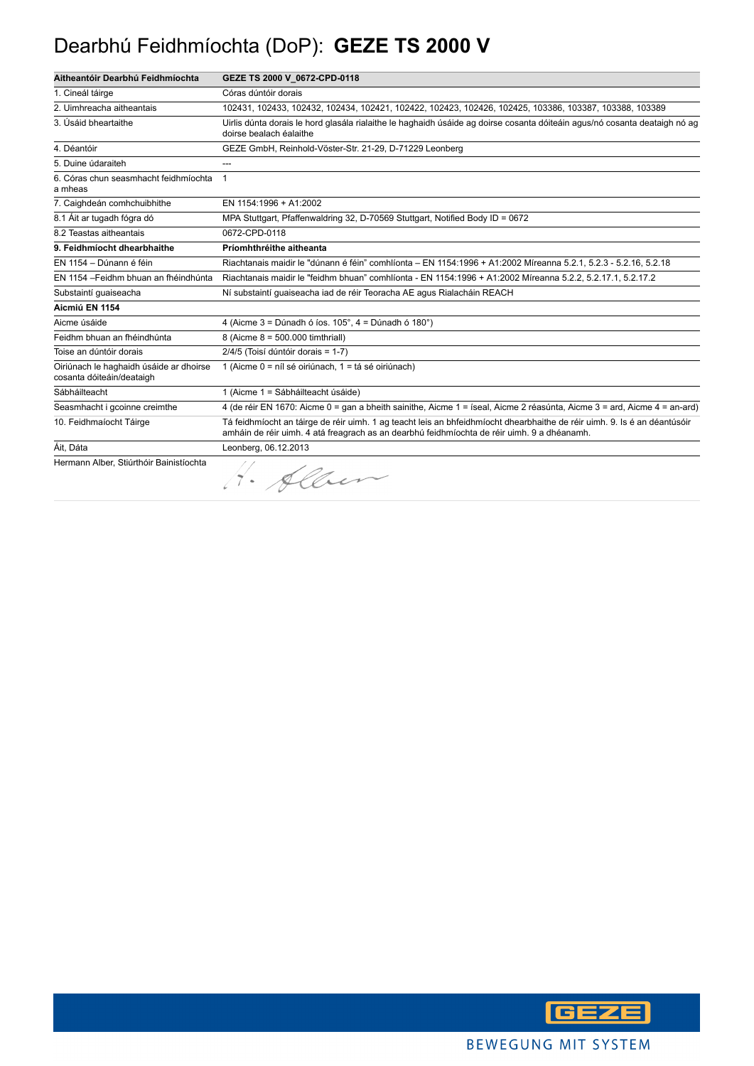# Dearbhú Feidhmíochta (DoP): **GEZE TS 2000 V**

| **Aitheantóir Dearbhú Feidhmíochta** | **GEZE TS 2000 V_0672-CPD-0118** |
|---|---|
| 1. Cineál táirge | Córas dúntóir dorais |
| 2. Uimhreacha aitheantais | 102431, 102433, 102432, 102434, 102421, 102422, 102423, 102426, 102425, 103386, 103387, 103388, 103389 |
| 3. Úsáid bheartaithe | Uirlis dúnta dorais le hord glasála rialaithe le haghaidh úsáide ag doirse cosanta dóiteáin agus/nó cosanta deataigh nó ag doirse bealach éalaithe |
| 4. Déantóir | GEZE GmbH, Reinhold-Vöster-Str. 21-29, D-71229 Leonberg |
| 5. Duine údaraiteh | --- |
| 6. Córas chun seasmhacht feidhmíochta a mheas | 1 |
| 7. Caighdeán comhchuibhithe | EN 1154:1996 + A1:2002 |
| 8.1 Áit ar tugadh fógra dó | MPA Stuttgart, Pfaffenwaldring 32, D-70569 Stuttgart, Notified Body ID = 0672 |
| 8.2 Teastas aitheantais | 0672-CPD-0118 |
| **9. Feidhmíocht dhearbhaithe** | **Príomhthréithe aitheanta** |
| EN 1154 – Dúnann é féin | Riachtanais maidir le "dúnann é féin" comhlíonta – EN 1154:1996 + A1:2002 Míreanna 5.2.1, 5.2.3 - 5.2.16, 5.2.18 |
| EN 1154 –Feidhm bhuan an fhéindhúnta | Riachtanais maidir le "feidhm bhuan" comhlíonta - EN 1154:1996 + A1:2002 Míreanna 5.2.2, 5.2.17.1, 5.2.17.2 |
| Substaintí guaiseacha | Ní substaintí guaiseacha iad de réir Teoracha AE agus Rialacháin REACH |
| **Aicmiú EN 1154** | |
| Aicme úsáide | 4 (Aicme 3 = Dúnadh ó íos. 105°, 4 = Dúnadh ó 180°) |
| Feidhm bhuan an fhéindhúnta | 8 (Aicme 8 = 500.000 timthriall) |
| Toise an dúntóir dorais | 2/4/5 (Toisí dúntóir dorais = 1-7) |
| Oiriúnach le haghaidh úsáide ar dhoirse cosanta dóiteáin/deataigh | 1 (Aicme 0 = níl sé oiriúnach, 1 = tá sé oiriúnach) |
| Sábháilteacht | 1 (Aicme 1 = Sábháilteacht úsáide) |
| Seasmhacht i gcoinne creimthe | 4 (de réir EN 1670: Aicme 0 = gan a bheith sainithe, Aicme 1 = íseal, Aicme 2 réasúnta, Aicme 3 = ard, Aicme 4 = an-ard) |
| 10. Feidhmaíocht Táirge | Tá feidhmíocht an táirge de réir uimh. 1 ag teacht leis an bhfeidhmíocht dhearbhaithe de réir uimh. 9. Is é an déantúsóir amháin de réir uimh. 4 atá freagrach as an dearbhú feidhmíochta de réir uimh. 9 a dhéanamh. |
| Áit, Dáta | Leonberg, 06.12.2013 |
| Hermann Alber, Stiúrthóir Bainistíochta | H. Alber |

GEZE
BEWEGUNG MIT SYSTEM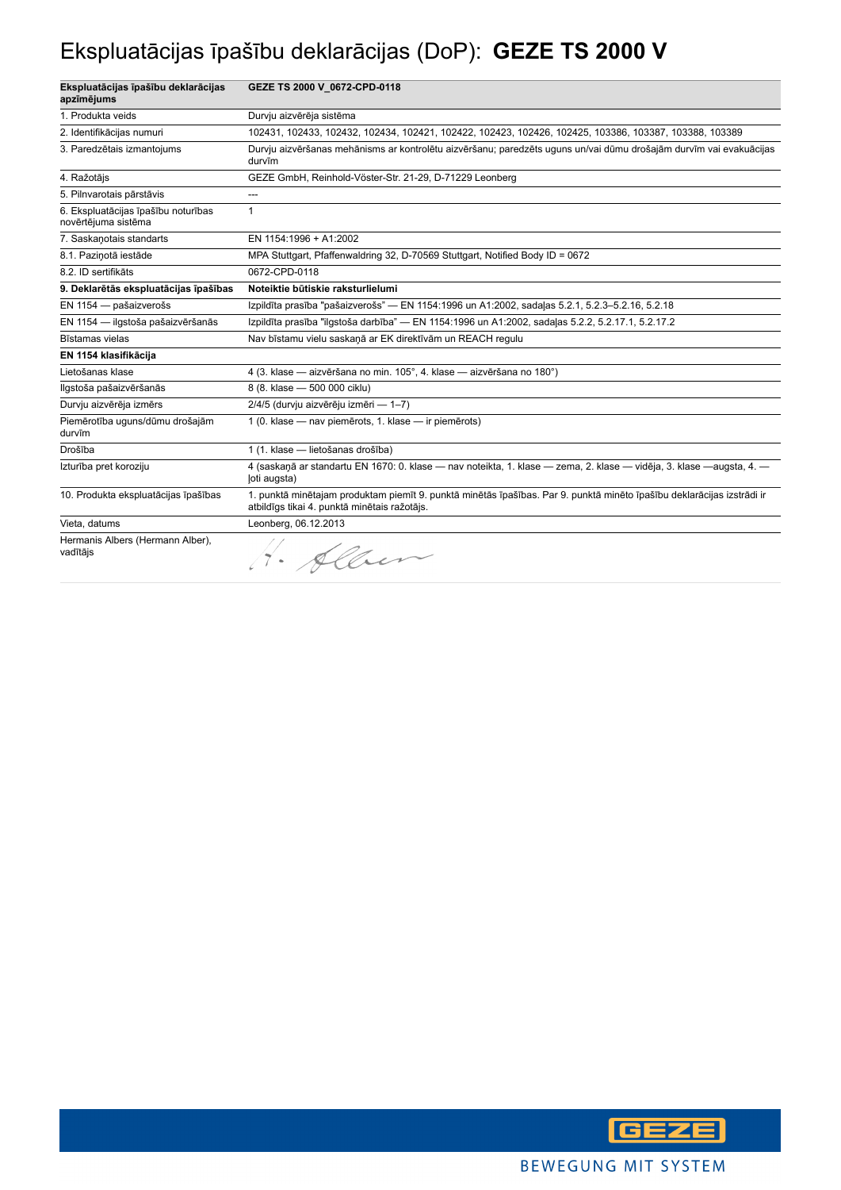# Ekspluatācijas īpašību deklarācijas (DoP): **GEZE TS 2000 V**

| **Ekspluatācijas īpašību deklarācijas apzīmējums** | **GEZE TS 2000 V_0672-CPD-0118** |
| --- | --- |
| 1. Produkta veids | Durvju aizvērēja sistēma |
| 2. Identifikācijas numuri | 102431, 102433, 102432, 102434, 102421, 102422, 102423, 102426, 102425, 103386, 103387, 103388, 103389 |
| 3. Paredzētais izmantojums | Durvju aizvēršanas mehānisms ar kontrolētu aizvēršanu; paredzēts uguns un/vai dūmu drošajām durvīm vai evakuācijas durvīm |
| 4. Ražotājs | GEZE GmbH, Reinhold-Vöster-Str. 21-29, D-71229 Leonberg |
| 5. Pilnvarotais pārstāvis | --- |
| 6. Ekspluatācijas īpašību noturības novērtējuma sistēma | 1 |
| 7. Saskaņotais standarts | EN 1154:1996 + A1:2002 |
| 8.1. Paziņotā iestāde | MPA Stuttgart, Pfaffenwaldring 32, D-70569 Stuttgart, Notified Body ID = 0672 |
| 8.2. ID sertifikāts | 0672-CPD-0118 |
| **9. Deklarētās ekspluatācijas īpašības** | **Noteiktie būtiskie raksturlielumi** |
| EN 1154 — pašaizverošs | Izpildīta prasība "pašaizverošs" — EN 1154:1996 un A1:2002, sadaļas 5.2.1, 5.2.3–5.2.16, 5.2.18 |
| EN 1154 — ilgstoša pašaizvēršanās | Izpildīta prasība "ilgstoša darbība" — EN 1154:1996 un A1:2002, sadaļas 5.2.2, 5.2.17.1, 5.2.17.2 |
| Bīstamas vielas | Nav bīstamu vielu saskaņā ar EK direktīvām un REACH regulu |
| **EN 1154 klasifikācija** | |
| Lietošanas klase | 4 (3. klase — aizvēršana no min. 105°, 4. klase — aizvēršana no 180°) |
| Ilgstoša pašaizvēršanās | 8 (8. klase — 500 000 ciklu) |
| Durvju aizvērēja izmērs | 2/4/5 (durvju aizvērēju izmēri — 1–7) |
| Piemērotība uguns/dūmu drošajām durvīm | 1 (0. klase — nav piemērots, 1. klase — ir piemērots) |
| Drošība | 1 (1. klase — lietošanas drošība) |
| Izturība pret koroziju | 4 (saskaņā ar standartu EN 1670: 0. klase — nav noteikta, 1. klase — zema, 2. klase — vidēja, 3. klase —augsta, 4. — ļoti augsta) |
| 10. Produkta ekspluatācijas īpašības | 1. punktā minētajam produktam piemīt 9. punktā minētās īpašības. Par 9. punktā minēto īpašību deklarācijas izstrādi ir atbildīgs tikai 4. punktā minētais ražotājs. |
| Vieta, datums | Leonberg, 06.12.2013 |
| Hermanis Albers (Hermann Alber), vadītājs | H. Alber |

GEZE

BEWEGUNG MIT SYSTEM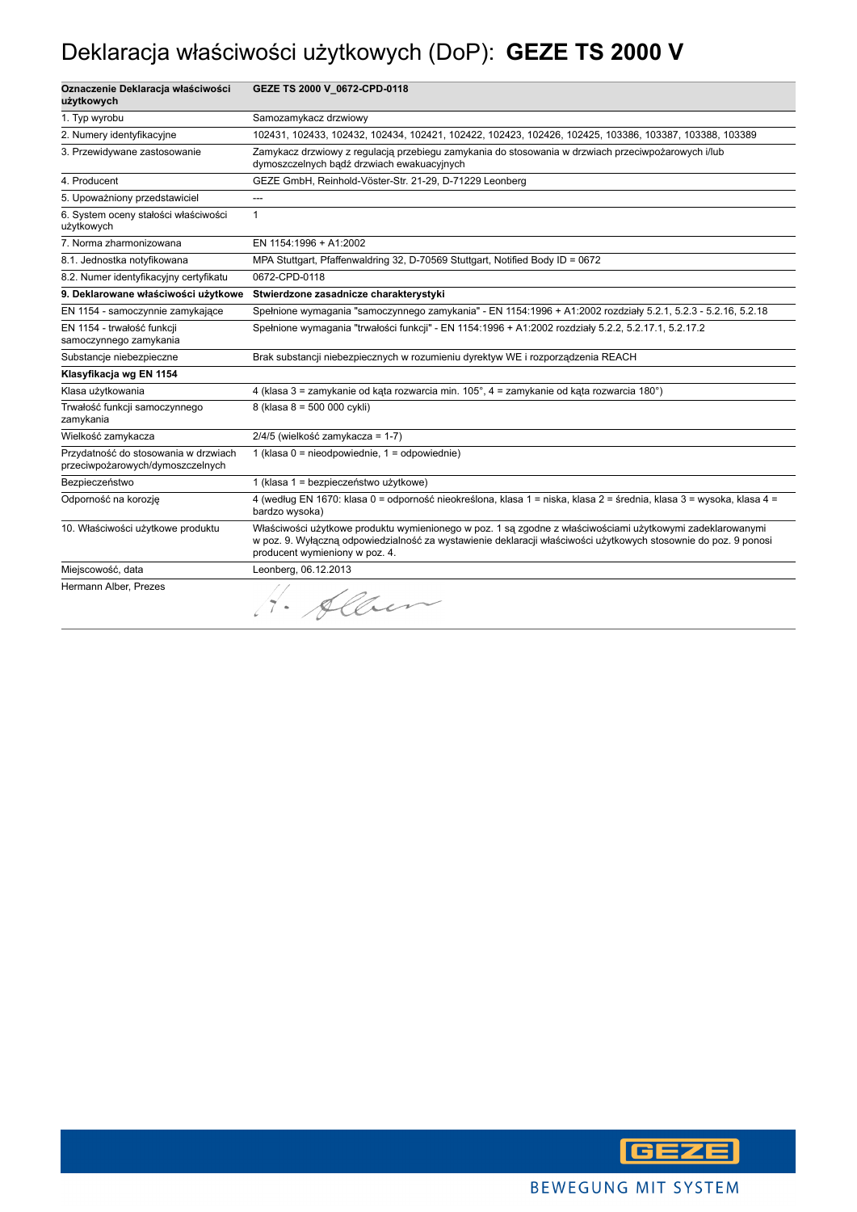# Deklaracja właściwości użytkowych (DoP): **GEZE TS 2000 V**

| **Oznaczenie Deklaracja właściwości użytkowych** | **GEZE TS 2000 V_0672-CPD-0118** |
|---|---|
| 1. Typ wyrobu | Samozamykacz drzwiowy |
| 2. Numery identyfikacyjne | 102431, 102433, 102432, 102434, 102421, 102422, 102423, 102426, 102425, 103386, 103387, 103388, 103389 |
| 3. Przewidywane zastosowanie | Zamykacz drzwiowy z regulacją przebiegu zamykania do stosowania w drzwiach przeciwpożarowych i/lub dymoszczelnych bądź drzwiach ewakuacyjnych |
| 4. Producent | GEZE GmbH, Reinhold-Vöster-Str. 21-29, D-71229 Leonberg |
| 5. Upoważniony przedstawiciel | --- |
| 6. System oceny stałości właściwości użytkowych | 1 |
| 7. Norma zharmonizowana | EN 1154:1996 + A1:2002 |
| 8.1. Jednostka notyfikowana | MPA Stuttgart, Pfaffenwaldring 32, D-70569 Stuttgart, Notified Body ID = 0672 |
| 8.2. Numer identyfikacyjny certyfikatu | 0672-CPD-0118 |
| **9. Deklarowane właściwości użytkowe** | **Stwierdzone zasadnicze charakterystyki** |
| EN 1154 - samoczynnie zamykające | Spełnione wymagania "samoczynnego zamykania" - EN 1154:1996 + A1:2002 rozdziały 5.2.1, 5.2.3 - 5.2.16, 5.2.18 |
| EN 1154 - trwałość funkcji samoczynnego zamykania | Spełnione wymagania "trwałości funkcji" - EN 1154:1996 + A1:2002 rozdziały 5.2.2, 5.2.17.1, 5.2.17.2 |
| Substancje niebezpieczne | Brak substancji niebezpiecznych w rozumieniu dyrektyw WE i rozporządzenia REACH |
| **Klasyfikacja wg EN 1154** | |
| Klasa użytkowania | 4 (klasa 3 = zamykanie od kąta rozwarcia min. 105°, 4 = zamykanie od kąta rozwarcia 180°) |
| Trwałość funkcji samoczynnego zamykania | 8 (klasa 8 = 500 000 cykli) |
| Wielkość zamykacza | 2/4/5 (wielkość zamykacza = 1-7) |
| Przydatność do stosowania w drzwiach przeciwpożarowych/dymoszczelnych | 1 (klasa 0 = nieodpowiednie, 1 = odpowiednie) |
| Bezpieczeństwo | 1 (klasa 1 = bezpieczeństwo użytkowe) |
| Odporność na korozję | 4 (według EN 1670: klasa 0 = odporność nieokreślona, klasa 1 = niska, klasa 2 = średnia, klasa 3 = wysoka, klasa 4 = bardzo wysoka) |
| 10. Właściwości użytkowe produktu | Właściwości użytkowe produktu wymienionego w poz. 1 są zgodne z właściwościami użytkowymi zadeklarowanymi w poz. 9. Wyłączną odpowiedzialność za wystawienie deklaracji właściwości użytkowych stosownie do poz. 9 ponosi producent wymieniony w poz. 4. |
| Miejscowość, data | Leonberg, 06.12.2013 |
| Hermann Alber, Prezes | H. Alber |

BEWEGUNG MIT SYSTEM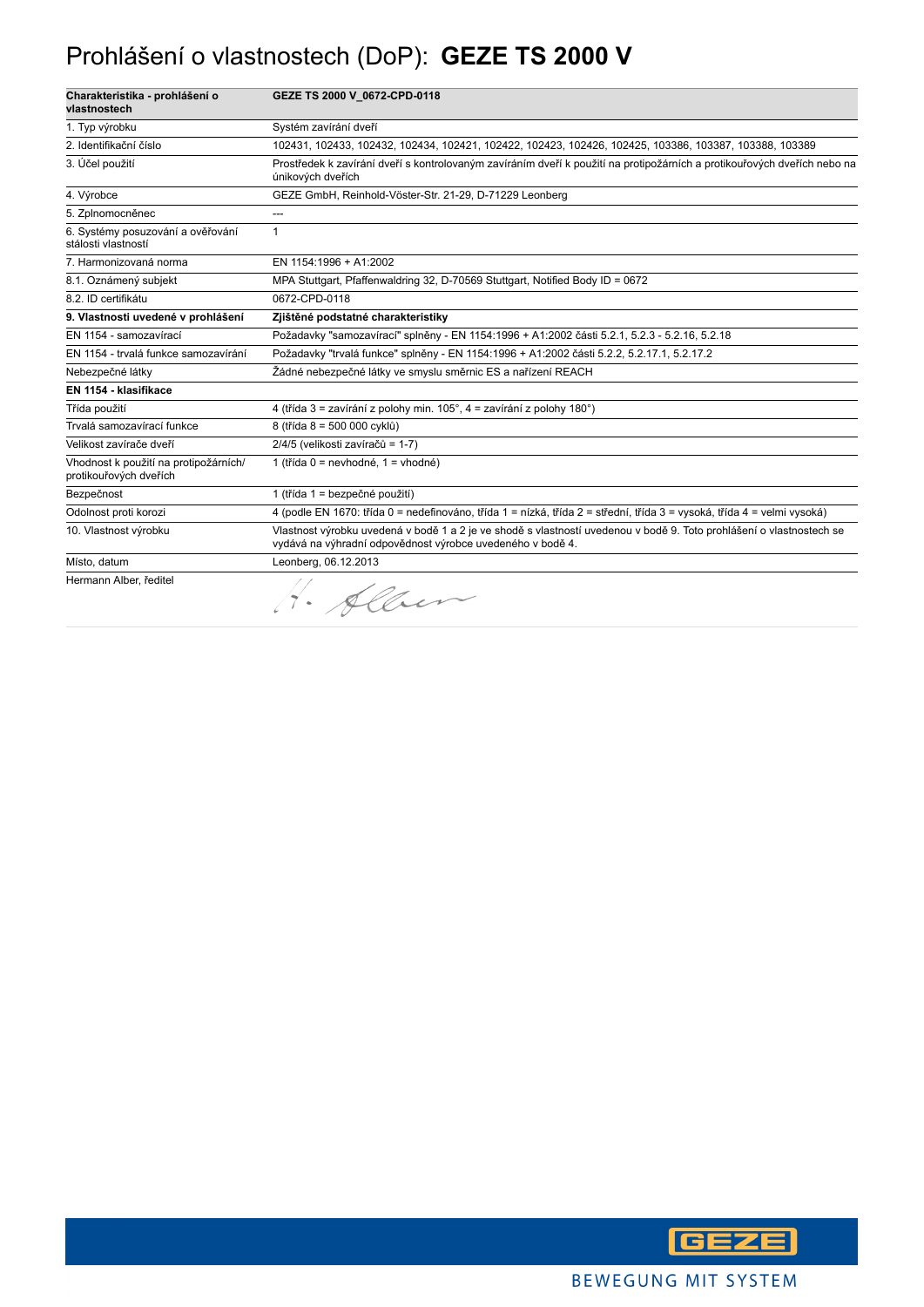# Prohlášení o vlastnostech (DoP): **GEZE TS 2000 V**

| Charakteristika - prohlášení o vlastnostech | GEZE TS 2000 V_0672-CPD-0118 |
|---|---|
| 1. Typ výrobku | Systém zavírání dveří |
| 2. Identifikační číslo | 102431, 102433, 102432, 102434, 102421, 102422, 102423, 102426, 102425, 103386, 103387, 103388, 103389 |
| 3. Účel použití | Prostředek k zavírání dveří s kontrolovaným zavíráním dveří k použití na protipožárních a protikouřových dveřích nebo na únikových dveřích |
| 4. Výrobce | GEZE GmbH, Reinhold-Vöster-Str. 21-29, D-71229 Leonberg |
| 5. Zplnomocněnec | --- |
| 6. Systémy posuzování a ověřování stálosti vlastností | 1 |
| 7. Harmonizovaná norma | EN 1154:1996 + A1:2002 |
| 8.1. Oznámený subjekt | MPA Stuttgart, Pfaffenwaldring 32, D-70569 Stuttgart, Notified Body ID = 0672 |
| 8.2. ID certifikátu | 0672-CPD-0118 |
| **9. Vlastnosti uvedené v prohlášení** | **Zjištěné podstatné charakteristiky** |
| EN 1154 - samozavírací | Požadavky "samozavírací" splněny - EN 1154:1996 + A1:2002 části 5.2.1, 5.2.3 - 5.2.16, 5.2.18 |
| EN 1154 - trvalá funkce samozavírání | Požadavky "trvalá funkce" splněny - EN 1154:1996 + A1:2002 části 5.2.2, 5.2.17.1, 5.2.17.2 |
| Nebezpečné látky | Žádné nebezpečné látky ve smyslu směrnic ES a nařízení REACH |
| **EN 1154 - klasifikace** | |
| Třída použití | 4 (třída 3 = zavírání z polohy min. 105°, 4 = zavírání z polohy 180°) |
| Trvalá samozavírací funkce | 8 (třída 8 = 500 000 cyklů) |
| Velikost zavírače dveří | 2/4/5 (velikosti zavíračů = 1-7) |
| Vhodnost k použití na protipožárních/ protikouřových dveřích | 1 (třída 0 = nevhodné, 1 = vhodné) |
| Bezpečnost | 1 (třída 1 = bezpečné použití) |
| Odolnost proti korozi | 4 (podle EN 1670: třída 0 = nedefinováno, třída 1 = nízká, třída 2 = střední, třída 3 = vysoká, třída 4 = velmi vysoká) |
| 10. Vlastnost výrobku | Vlastnost výrobku uvedená v bodě 1 a 2 je ve shodě s vlastností uvedenou v bodě 9. Toto prohlášení o vlastnostech se vydává na výhradní odpovědnost výrobce uvedeného v bodě 4. |
| Místo, datum | Leonberg, 06.12.2013 |
| Hermann Alber, ředitel | H. Alber |

GEZE

BEWEGUNG MIT SYSTEM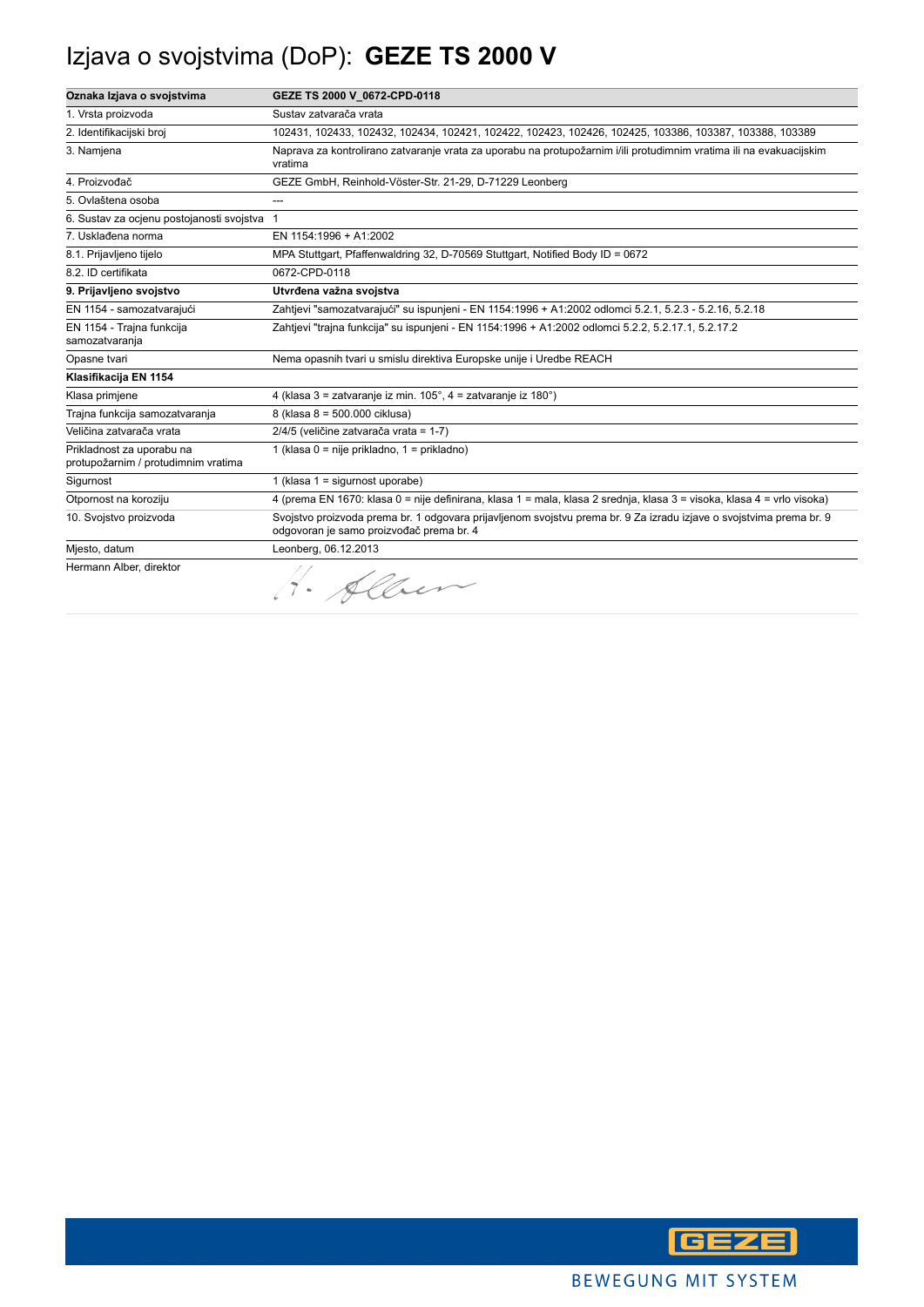# Izjava o svojstvima (DoP): **GEZE TS 2000 V**

| **Oznaka Izjava o svojstvima** | **GEZE TS 2000 V_0672-CPD-0118** |
|---|---|
| 1. Vrsta proizvoda | Sustav zatvarača vrata |
| 2. Identifikacijski broj | 102431, 102433, 102432, 102434, 102421, 102422, 102423, 102426, 102425, 103386, 103387, 103388, 103389 |
| 3. Namjena | Naprava za kontrolirano zatvaranje vrata za uporabu na protupožarnim i/ili protudimnim vratima ili na evakuacijskim vratima |
| 4. Proizvođač | GEZE GmbH, Reinhold-Vöster-Str. 21-29, D-71229 Leonberg |
| 5. Ovlaštena osoba | --- |
| 6. Sustav za ocjenu postojanosti svojstva | 1 |
| 7. Usklađena norma | EN 1154:1996 + A1:2002 |
| 8.1. Prijavljeno tijelo | MPA Stuttgart, Pfaffenwaldring 32, D-70569 Stuttgart, Notified Body ID = 0672 |
| 8.2. ID certifikata | 0672-CPD-0118 |
| **9. Prijavljeno svojstvo** | **Utvrđena važna svojstva** |
| EN 1154 - samozatvarajući | Zahtjevi "samozatvarajući" su ispunjeni - EN 1154:1996 + A1:2002 odlomci 5.2.1, 5.2.3 - 5.2.16, 5.2.18 |
| EN 1154 - Trajna funkcija samozatvaranja | Zahtjevi "trajna funkcija" su ispunjeni - EN 1154:1996 + A1:2002 odlomci 5.2.2, 5.2.17.1, 5.2.17.2 |
| Opasne tvari | Nema opasnih tvari u smislu direktiva Europske unije i Uredbe REACH |
| **Klasifikacija EN 1154** | |
| Klasa primjene | 4 (klasa 3 = zatvaranje iz min. 105°, 4 = zatvaranje iz 180°) |
| Trajna funkcija samozatvaranja | 8 (klasa 8 = 500.000 ciklusa) |
| Veličina zatvarača vrata | 2/4/5 (veličine zatvarača vrata = 1-7) |
| Prikladnost za uporabu na protupožarnim / protudimnim vratima | 1 (klasa 0 = nije prikladno, 1 = prikladno) |
| Sigurnost | 1 (klasa 1 = sigurnost uporabe) |
| Otpornost na koroziju | 4 (prema EN 1670: klasa 0 = nije definirana, klasa 1 = mala, klasa 2 srednja, klasa 3 = visoka, klasa 4 = vrlo visoka) |
| 10. Svojstvo proizvoda | Svojstvo proizvoda prema br. 1 odgovara prijavljenom svojstvu prema br. 9 Za izradu izjave o svojstvima prema br. 9 odgovoran je samo proizvođač prema br. 4 |
| Mjesto, datum | Leonberg, 06.12.2013 |
| Hermann Alber, direktor | H. Alber |

GEZE

BEWEGUNG MIT SYSTEM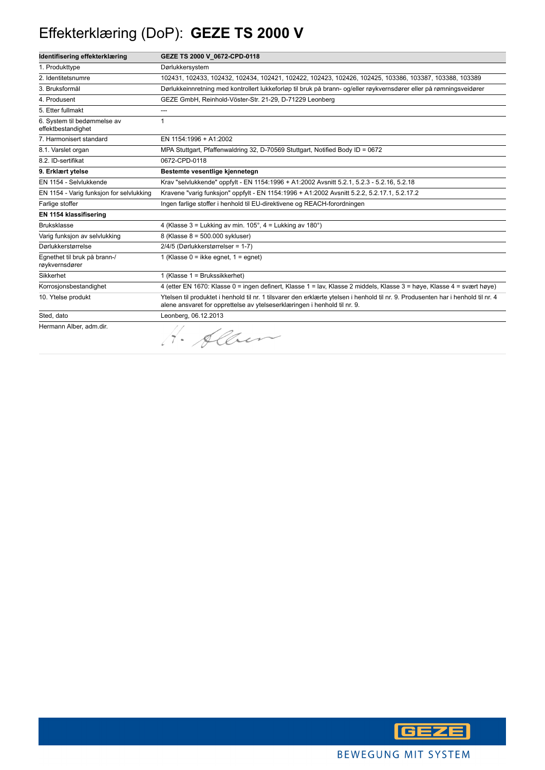# Effekterklæring (DoP): **GEZE TS 2000 V**

| **Identifisering effekterklæring** | **GEZE TS 2000 V_0672-CPD-0118** |
|---|---|
| 1. Produkttype | Dørlukkersystem |
| 2. Identitetsnumre | 102431, 102433, 102432, 102434, 102421, 102422, 102423, 102426, 102425, 103386, 103387, 103388, 103389 |
| 3. Bruksformål | Dørlukkeinnretning med kontrollert lukkeforløp til bruk på brann- og/eller røykvernsdører eller på rømningsveidører |
| 4. Produsent | GEZE GmbH, Reinhold-Vöster-Str. 21-29, D-71229 Leonberg |
| 5. Etter fullmakt | --- |
| 6. System til bedømmelse av effektbestandighet | 1 |
| 7. Harmonisert standard | EN 1154:1996 + A1:2002 |
| 8.1. Varslet organ | MPA Stuttgart, Pfaffenwaldring 32, D-70569 Stuttgart, Notified Body ID = 0672 |
| 8.2. ID-sertifikat | 0672-CPD-0118 |
| **9. Erklært ytelse** | **Bestemte vesentlige kjennetegn** |
| EN 1154 - Selvlukkende | Krav "selvlukkende" oppfylt - EN 1154:1996 + A1:2002 Avsnitt 5.2.1, 5.2.3 - 5.2.16, 5.2.18 |
| EN 1154 - Varig funksjon for selvlukking | Kravene "varig funksjon" oppfylt - EN 1154:1996 + A1:2002 Avsnitt 5.2.2, 5.2.17.1, 5.2.17.2 |
| Farlige stoffer | Ingen farlige stoffer i henhold til EU-direktivene og REACH-forordningen |
| **EN 1154 klassifisering** | |
| Bruksklasse | 4 (Klasse 3 = Lukking av min. 105°, 4 = Lukking av 180°) |
| Varig funksjon av selvlukking | 8 (Klasse 8 = 500.000 sykluser) |
| Dørlukkerstørrelse | 2/4/5 (Dørlukkerstørrelser = 1-7) |
| Egnethet til bruk på brann-/ røykvernsdører | 1 (Klasse 0 = ikke egnet, 1 = egnet) |
| Sikkerhet | 1 (Klasse 1 = Brukssikkerhet) |
| Korrosjonsbestandighet | 4 (etter EN 1670: Klasse 0 = ingen definert, Klasse 1 = lav, Klasse 2 middels, Klasse 3 = høye, Klasse 4 = svært høye) |
| 10. Ytelse produkt | Ytelsen til produktet i henhold til nr. 1 tilsvarer den erklærte ytelsen i henhold til nr. 9. Produsenten har i henhold til nr. 4 alene ansvaret for opprettelse av ytelseserklæringen i henhold til nr. 9. |
| Sted, dato | Leonberg, 06.12.2013 |
| Hermann Alber, adm.dir. | H. Alber |

GEZE

BEWEGUNG MIT SYSTEM